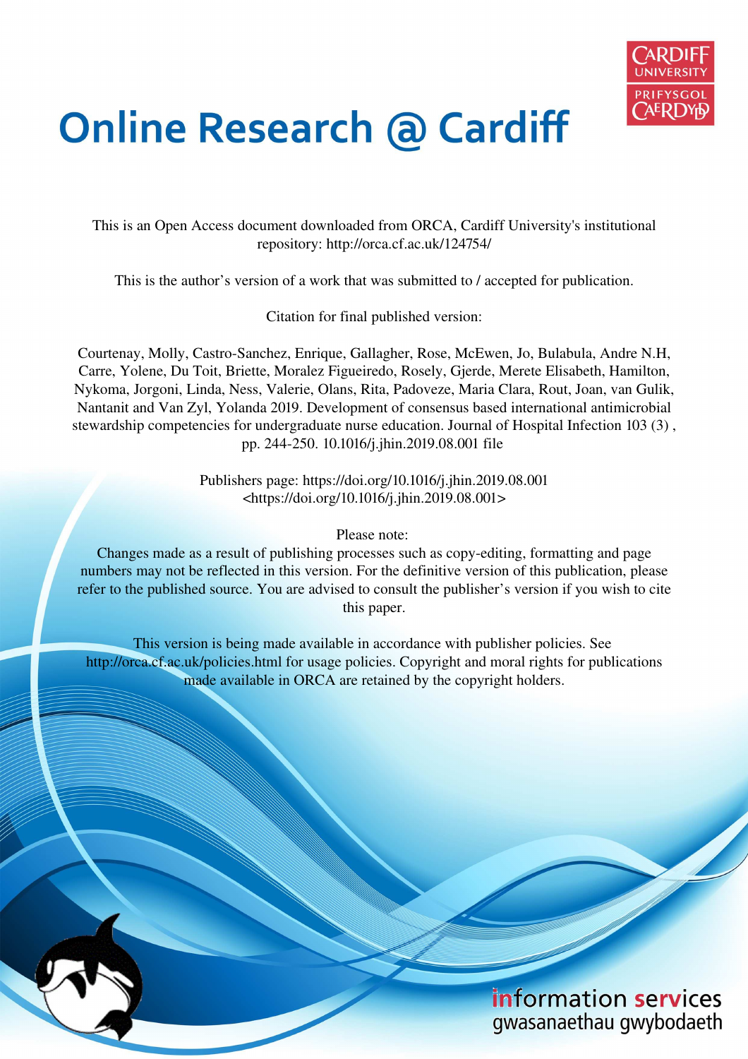# Online Research @ Cardiff

This is an Open Access document downloaded from ORCA, Cardiff University's institutional repository: http://orca.cf.ac.uk/124754/

This is the author's version of a work that was submitted to / accepted for publication.

Citation for final published version:

Courtenay, Molly, Castro-Sanchez, Enrique, Gallagher, Rose, McEwen, Jo, Bulabula, Andre N.H, Carre, Yolene, Du Toit, Briette, Moralez Figueiredo, Rosely, Gjerde, Merete Elisabeth, Hamilton, Nykoma, Jorgoni, Linda, Ness, Valerie, Olans, Rita, Padoveze, Maria Clara, Rout, Joan, van Gulik, Nantanit and Van Zyl, Yolanda 2019. Development of consensus based international antimicrobial stewardship competencies for undergraduate nurse education. Journal of Hospital Infection 103 (3) , pp. 244-250. 10.1016/j.jhin.2019.08.001 file

Publishers page: https://doi.org/10.1016/j.jhin.2019.08.001 <https://doi.org/10.1016/j.jhin.2019.08.001>

Please note:
Changes made as a result of publishing processes such as copy-editing, formatting and page numbers may not be reflected in this version. For the definitive version of this publication, please refer to the published source. You are advised to consult the publisher's version if you wish to cite this paper.

This version is being made available in accordance with publisher policies. See http://orca.cf.ac.uk/policies.html for usage policies. Copyright and moral rights for publications made available in ORCA are retained by the copyright holders.

information services
gwasanaethau gwybodaeth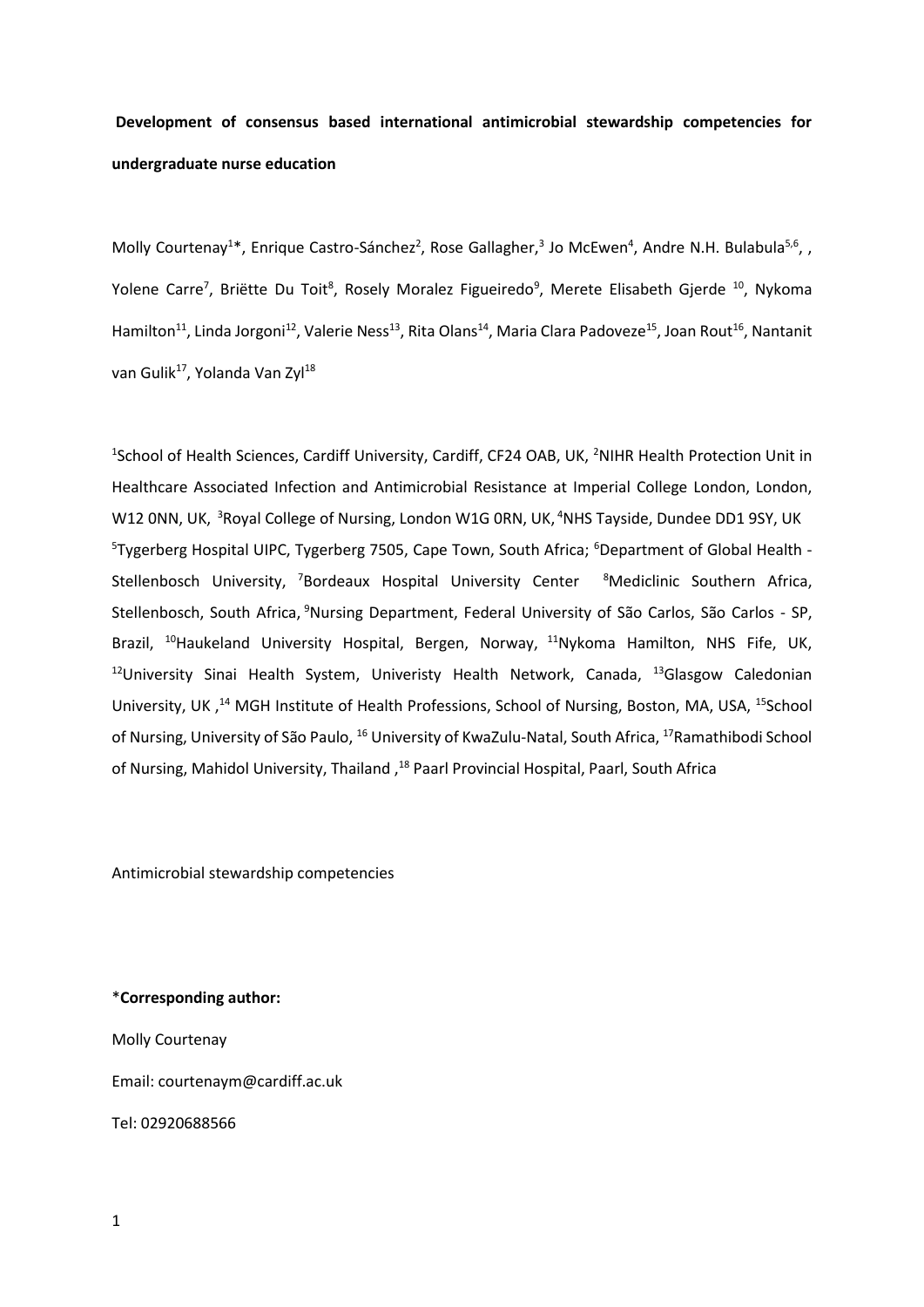**Development of consensus based international antimicrobial stewardship competencies for undergraduate nurse education**

Molly Courtenay[1]*, Enrique Castro-Sánchez[2], Rose Gallagher,[3] Jo McEwen[4], Andre N.H. Bulabula[5,6], , Yolene Carre[7], Briëtte Du Toit[8], Rosely Moralez Figueiredo[9], Merete Elisabeth Gjerde [10], Nykoma Hamilton[11], Linda Jorgoni[12], Valerie Ness[13], Rita Olans[14], Maria Clara Padoveze[15], Joan Rout[16], Nantanit van Gulik[17], Yolanda Van Zyl[18]

[1]School of Health Sciences, Cardiff University, Cardiff, CF24 OAB, UK, [2]NIHR Health Protection Unit in Healthcare Associated Infection and Antimicrobial Resistance at Imperial College London, London, W12 0NN, UK, [3]Royal College of Nursing, London W1G 0RN, UK, [4]NHS Tayside, Dundee DD1 9SY, UK [5]Tygerberg Hospital UIPC, Tygerberg 7505, Cape Town, South Africa; [6]Department of Global Health - Stellenbosch University, [7]Bordeaux Hospital University Center [8]Mediclinic Southern Africa, Stellenbosch, South Africa, [9]Nursing Department, Federal University of São Carlos, São Carlos - SP, Brazil, [10]Haukeland University Hospital, Bergen, Norway, [11]Nykoma Hamilton, NHS Fife, UK, [12]University Sinai Health System, Univeristy Health Network, Canada, [13]Glasgow Caledonian University, UK ,[14] MGH Institute of Health Professions, School of Nursing, Boston, MA, USA, [15]School of Nursing, University of São Paulo, [16] University of KwaZulu-Natal, South Africa, [17]Ramathibodi School of Nursing, Mahidol University, Thailand ,[18] Paarl Provincial Hospital, Paarl, South Africa

Antimicrobial stewardship competencies

***Corresponding author:**

Molly Courtenay

Email: courtenaym@cardiff.ac.uk

Tel: 02920688566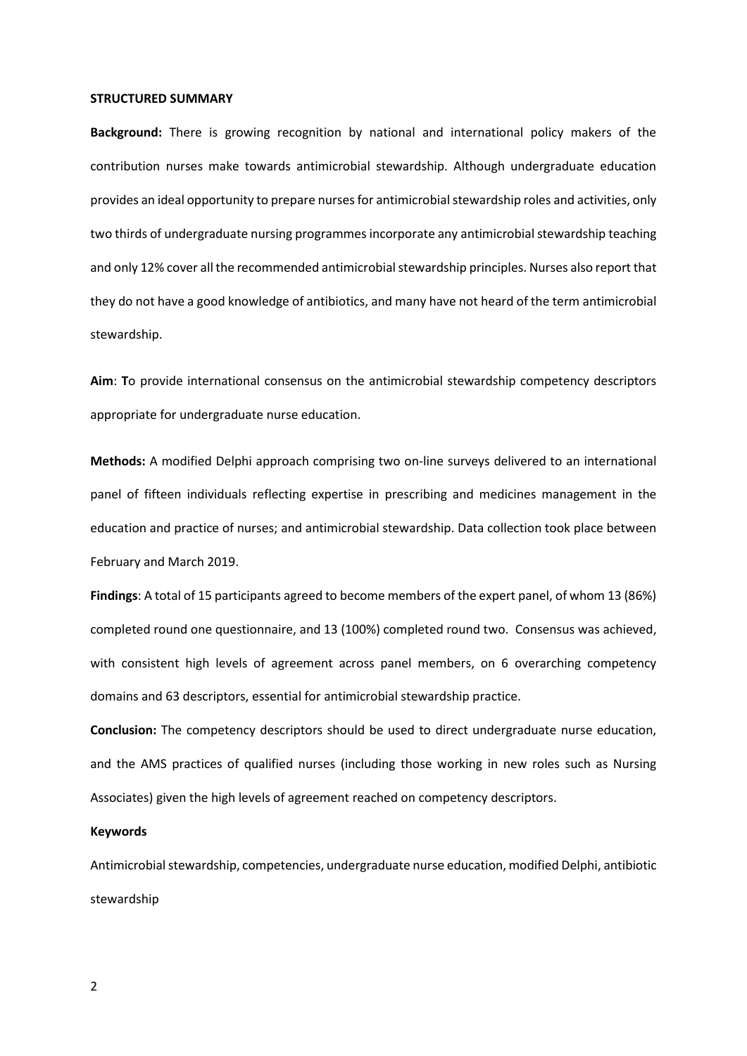**STRUCTURED SUMMARY**

**Background:** There is growing recognition by national and international policy makers of the contribution nurses make towards antimicrobial stewardship. Although undergraduate education provides an ideal opportunity to prepare nurses for antimicrobial stewardship roles and activities, only two thirds of undergraduate nursing programmes incorporate any antimicrobial stewardship teaching and only 12% cover all the recommended antimicrobial stewardship principles. Nurses also report that they do not have a good knowledge of antibiotics, and many have not heard of the term antimicrobial stewardship.

**Aim**: **T**o provide international consensus on the antimicrobial stewardship competency descriptors appropriate for undergraduate nurse education.

**Methods:** A modified Delphi approach comprising two on-line surveys delivered to an international panel of fifteen individuals reflecting expertise in prescribing and medicines management in the education and practice of nurses; and antimicrobial stewardship. Data collection took place between February and March 2019.

**Findings**: A total of 15 participants agreed to become members of the expert panel, of whom 13 (86%) completed round one questionnaire, and 13 (100%) completed round two. Consensus was achieved, with consistent high levels of agreement across panel members, on 6 overarching competency domains and 63 descriptors, essential for antimicrobial stewardship practice.

**Conclusion:** The competency descriptors should be used to direct undergraduate nurse education, and the AMS practices of qualified nurses (including those working in new roles such as Nursing Associates) given the high levels of agreement reached on competency descriptors.

**Keywords**

Antimicrobial stewardship, competencies, undergraduate nurse education, modified Delphi, antibiotic stewardship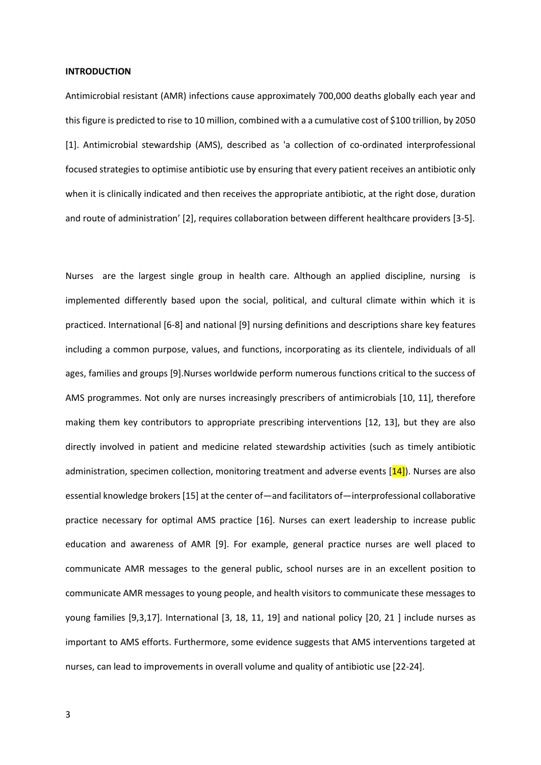**INTRODUCTION**

Antimicrobial resistant (AMR) infections cause approximately 700,000 deaths globally each year and this figure is predicted to rise to 10 million, combined with a a cumulative cost of $100 trillion, by 2050 [1]. Antimicrobial stewardship (AMS), described as 'a collection of co-ordinated interprofessional focused strategies to optimise antibiotic use by ensuring that every patient receives an antibiotic only when it is clinically indicated and then receives the appropriate antibiotic, at the right dose, duration and route of administration' [2], requires collaboration between different healthcare providers [3-5].

Nurses are the largest single group in health care. Although an applied discipline, nursing is implemented differently based upon the social, political, and cultural climate within which it is practiced. International [6-8] and national [9] nursing definitions and descriptions share key features including a common purpose, values, and functions, incorporating as its clientele, individuals of all ages, families and groups [9].Nurses worldwide perform numerous functions critical to the success of AMS programmes. Not only are nurses increasingly prescribers of antimicrobials [10, 11], therefore making them key contributors to appropriate prescribing interventions [12, 13], but they are also directly involved in patient and medicine related stewardship activities (such as timely antibiotic administration, specimen collection, monitoring treatment and adverse events [14]). Nurses are also essential knowledge brokers [15] at the center of—and facilitators of—interprofessional collaborative practice necessary for optimal AMS practice [16]. Nurses can exert leadership to increase public education and awareness of AMR [9]. For example, general practice nurses are well placed to communicate AMR messages to the general public, school nurses are in an excellent position to communicate AMR messages to young people, and health visitors to communicate these messages to young families [9,3,17]. International [3, 18, 11, 19] and national policy [20, 21 ] include nurses as important to AMS efforts. Furthermore, some evidence suggests that AMS interventions targeted at nurses, can lead to improvements in overall volume and quality of antibiotic use [22-24].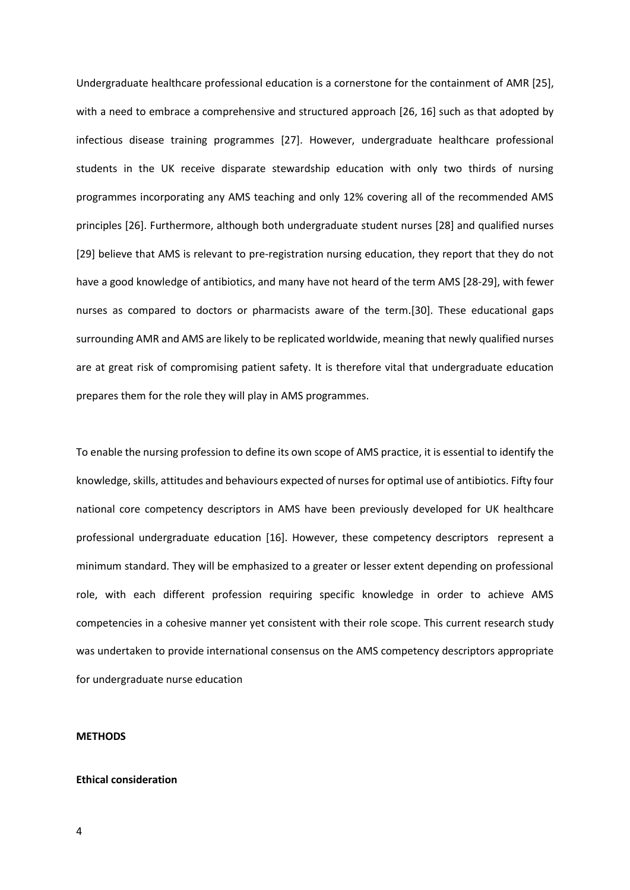Undergraduate healthcare professional education is a cornerstone for the containment of AMR [25], with a need to embrace a comprehensive and structured approach [26, 16] such as that adopted by infectious disease training programmes [27]. However, undergraduate healthcare professional students in the UK receive disparate stewardship education with only two thirds of nursing programmes incorporating any AMS teaching and only 12% covering all of the recommended AMS principles [26]. Furthermore, although both undergraduate student nurses [28] and qualified nurses [29] believe that AMS is relevant to pre-registration nursing education, they report that they do not have a good knowledge of antibiotics, and many have not heard of the term AMS [28-29], with fewer nurses as compared to doctors or pharmacists aware of the term.[30]. These educational gaps surrounding AMR and AMS are likely to be replicated worldwide, meaning that newly qualified nurses are at great risk of compromising patient safety. It is therefore vital that undergraduate education prepares them for the role they will play in AMS programmes.

To enable the nursing profession to define its own scope of AMS practice, it is essential to identify the knowledge, skills, attitudes and behaviours expected of nurses for optimal use of antibiotics. Fifty four national core competency descriptors in AMS have been previously developed for UK healthcare professional undergraduate education [16]. However, these competency descriptors represent a minimum standard. They will be emphasized to a greater or lesser extent depending on professional role, with each different profession requiring specific knowledge in order to achieve AMS competencies in a cohesive manner yet consistent with their role scope. This current research study was undertaken to provide international consensus on the AMS competency descriptors appropriate for undergraduate nurse education

## METHODS

### Ethical consideration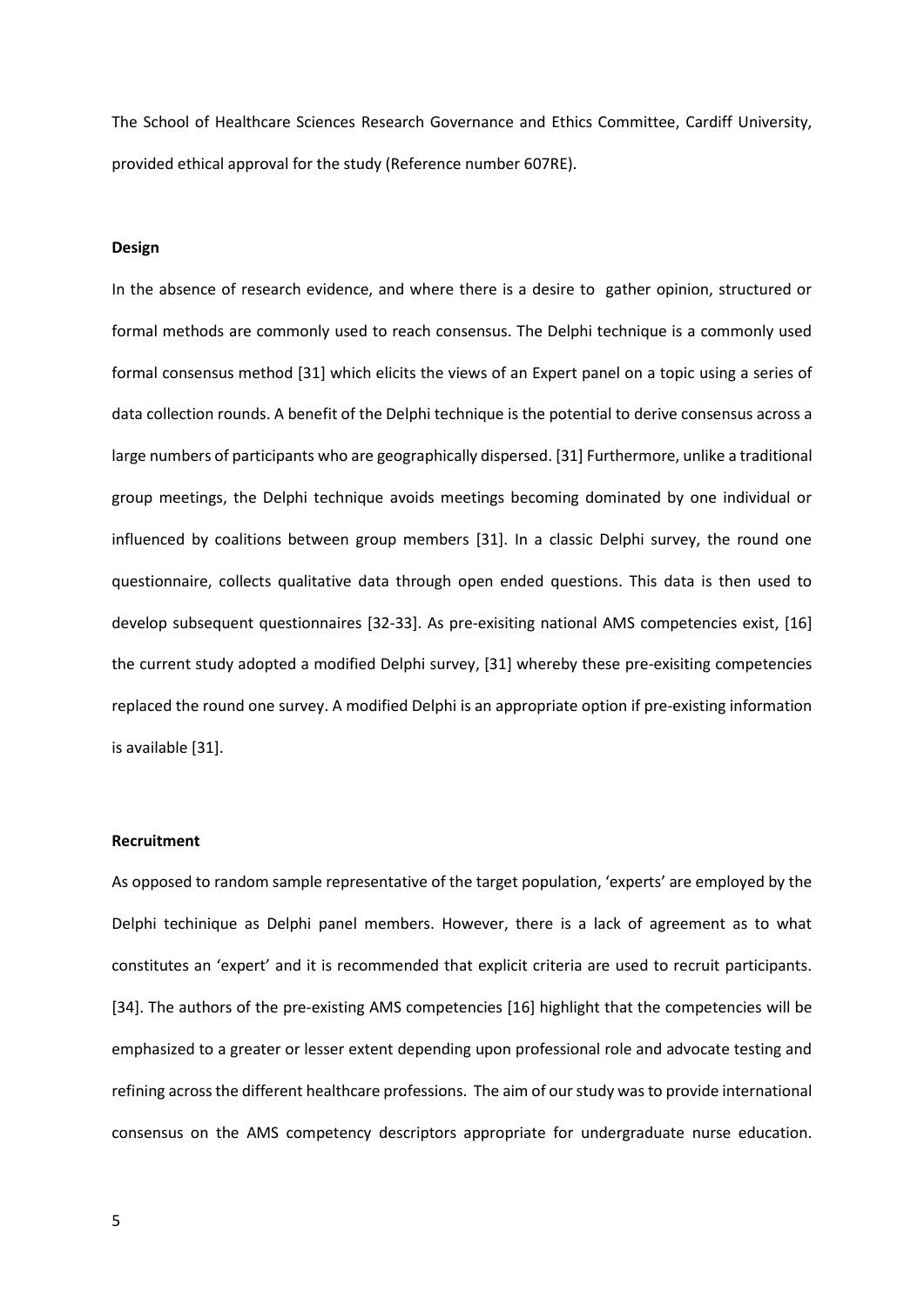The School of Healthcare Sciences Research Governance and Ethics Committee, Cardiff University, provided ethical approval for the study (Reference number 607RE).

**Design**

In the absence of research evidence, and where there is a desire to gather opinion, structured or formal methods are commonly used to reach consensus. The Delphi technique is a commonly used formal consensus method [31] which elicits the views of an Expert panel on a topic using a series of data collection rounds. A benefit of the Delphi technique is the potential to derive consensus across a large numbers of participants who are geographically dispersed. [31] Furthermore, unlike a traditional group meetings, the Delphi technique avoids meetings becoming dominated by one individual or influenced by coalitions between group members [31]. In a classic Delphi survey, the round one questionnaire, collects qualitative data through open ended questions. This data is then used to develop subsequent questionnaires [32-33]. As pre-exisiting national AMS competencies exist, [16] the current study adopted a modified Delphi survey, [31] whereby these pre-exisiting competencies replaced the round one survey. A modified Delphi is an appropriate option if pre-existing information is available [31].

**Recruitment**

As opposed to random sample representative of the target population, 'experts' are employed by the Delphi techinique as Delphi panel members. However, there is a lack of agreement as to what constitutes an 'expert' and it is recommended that explicit criteria are used to recruit participants. [34]. The authors of the pre-existing AMS competencies [16] highlight that the competencies will be emphasized to a greater or lesser extent depending upon professional role and advocate testing and refining across the different healthcare professions. The aim of our study was to provide international consensus on the AMS competency descriptors appropriate for undergraduate nurse education.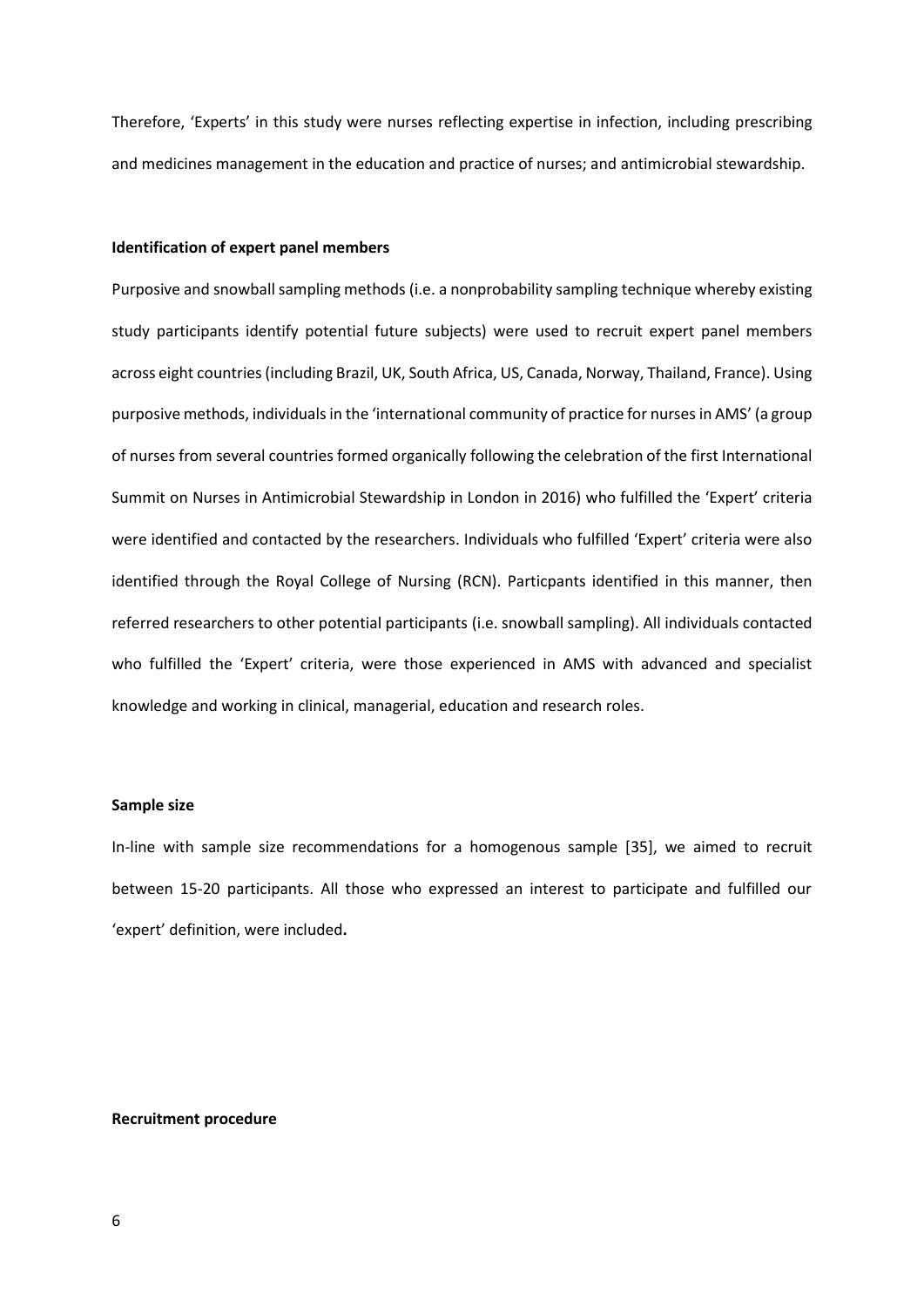Therefore, 'Experts' in this study were nurses reflecting expertise in infection, including prescribing and medicines management in the education and practice of nurses; and antimicrobial stewardship.

**Identification of expert panel members**

Purposive and snowball sampling methods (i.e. a nonprobability sampling technique whereby existing study participants identify potential future subjects) were used to recruit expert panel members across eight countries (including Brazil, UK, South Africa, US, Canada, Norway, Thailand, France). Using purposive methods, individuals in the 'international community of practice for nurses in AMS' (a group of nurses from several countries formed organically following the celebration of the first International Summit on Nurses in Antimicrobial Stewardship in London in 2016) who fulfilled the 'Expert' criteria were identified and contacted by the researchers. Individuals who fulfilled 'Expert' criteria were also identified through the Royal College of Nursing (RCN). Particpants identified in this manner, then referred researchers to other potential participants (i.e. snowball sampling). All individuals contacted who fulfilled the 'Expert' criteria, were those experienced in AMS with advanced and specialist knowledge and working in clinical, managerial, education and research roles.

**Sample size**

In-line with sample size recommendations for a homogenous sample [35], we aimed to recruit between 15-20 participants. All those who expressed an interest to participate and fulfilled our 'expert' definition, were included**.**

**Recruitment procedure**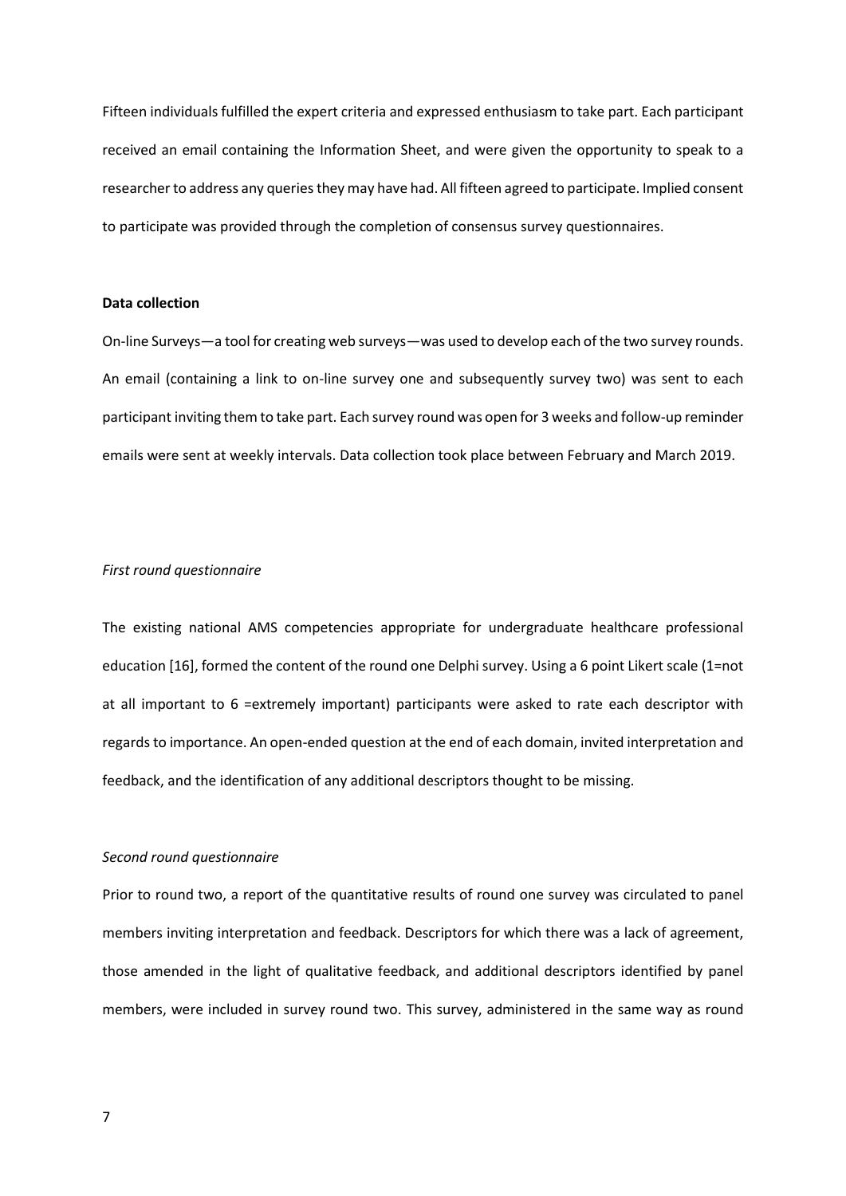Fifteen individuals fulfilled the expert criteria and expressed enthusiasm to take part. Each participant received an email containing the Information Sheet, and were given the opportunity to speak to a researcher to address any queries they may have had. All fifteen agreed to participate. Implied consent to participate was provided through the completion of consensus survey questionnaires.

**Data collection**

On-line Surveys—a tool for creating web surveys—was used to develop each of the two survey rounds. An email (containing a link to on-line survey one and subsequently survey two) was sent to each participant inviting them to take part. Each survey round was open for 3 weeks and follow-up reminder emails were sent at weekly intervals. Data collection took place between February and March 2019.

*First round questionnaire*

The existing national AMS competencies appropriate for undergraduate healthcare professional education [16], formed the content of the round one Delphi survey. Using a 6 point Likert scale (1=not at all important to 6 =extremely important) participants were asked to rate each descriptor with regards to importance. An open-ended question at the end of each domain, invited interpretation and feedback, and the identification of any additional descriptors thought to be missing.

*Second round questionnaire*

Prior to round two, a report of the quantitative results of round one survey was circulated to panel members inviting interpretation and feedback. Descriptors for which there was a lack of agreement, those amended in the light of qualitative feedback, and additional descriptors identified by panel members, were included in survey round two. This survey, administered in the same way as round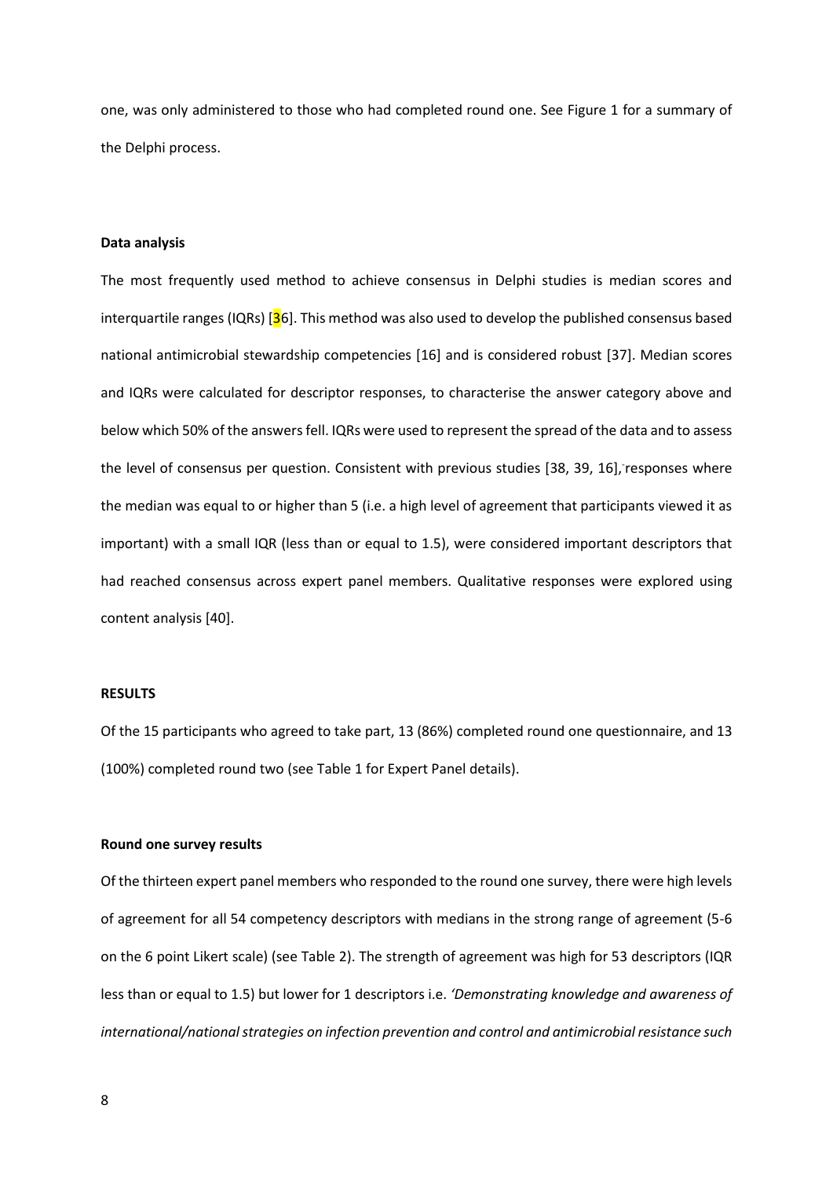one, was only administered to those who had completed round one. See Figure 1 for a summary of the Delphi process.

**Data analysis**

The most frequently used method to achieve consensus in Delphi studies is median scores and interquartile ranges (IQRs) [36]. This method was also used to develop the published consensus based national antimicrobial stewardship competencies [16] and is considered robust [37]. Median scores and IQRs were calculated for descriptor responses, to characterise the answer category above and below which 50% of the answers fell. IQRs were used to represent the spread of the data and to assess the level of consensus per question. Consistent with previous studies [38, 39, 16], responses where the median was equal to or higher than 5 (i.e. a high level of agreement that participants viewed it as important) with a small IQR (less than or equal to 1.5), were considered important descriptors that had reached consensus across expert panel members. Qualitative responses were explored using content analysis [40].

**RESULTS**

Of the 15 participants who agreed to take part, 13 (86%) completed round one questionnaire, and 13 (100%) completed round two (see Table 1 for Expert Panel details).

**Round one survey results**

Of the thirteen expert panel members who responded to the round one survey, there were high levels of agreement for all 54 competency descriptors with medians in the strong range of agreement (5-6 on the 6 point Likert scale) (see Table 2). The strength of agreement was high for 53 descriptors (IQR less than or equal to 1.5) but lower for 1 descriptors i.e. *'Demonstrating knowledge and awareness of international/national strategies on infection prevention and control and antimicrobial resistance such*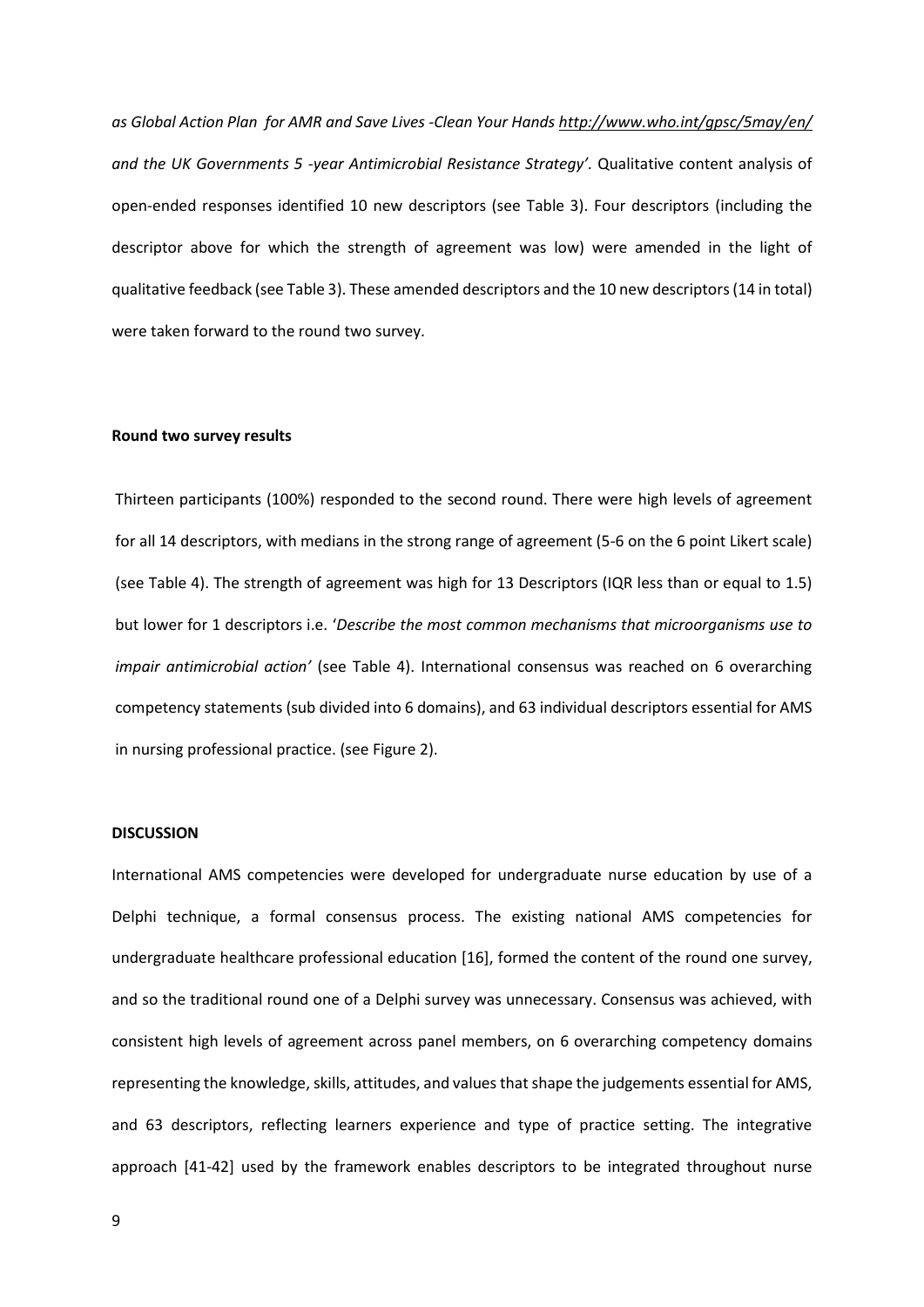*as Global Action Plan for AMR and Save Lives -Clean Your Hands http://www.who.int/gpsc/5may/en/ and the UK Governments 5 -year Antimicrobial Resistance Strategy'*. Qualitative content analysis of open-ended responses identified 10 new descriptors (see Table 3). Four descriptors (including the descriptor above for which the strength of agreement was low) were amended in the light of qualitative feedback (see Table 3). These amended descriptors and the 10 new descriptors (14 in total) were taken forward to the round two survey.

**Round two survey results**

Thirteen participants (100%) responded to the second round. There were high levels of agreement for all 14 descriptors, with medians in the strong range of agreement (5-6 on the 6 point Likert scale) (see Table 4). The strength of agreement was high for 13 Descriptors (IQR less than or equal to 1.5) but lower for 1 descriptors i.e. '*Describe the most common mechanisms that microorganisms use to impair antimicrobial action'* (see Table 4). International consensus was reached on 6 overarching competency statements (sub divided into 6 domains), and 63 individual descriptors essential for AMS in nursing professional practice. (see Figure 2).

**DISCUSSION**

International AMS competencies were developed for undergraduate nurse education by use of a Delphi technique, a formal consensus process. The existing national AMS competencies for undergraduate healthcare professional education [16], formed the content of the round one survey, and so the traditional round one of a Delphi survey was unnecessary. Consensus was achieved, with consistent high levels of agreement across panel members, on 6 overarching competency domains representing the knowledge, skills, attitudes, and values that shape the judgements essential for AMS, and 63 descriptors, reflecting learners experience and type of practice setting. The integrative approach [41-42] used by the framework enables descriptors to be integrated throughout nurse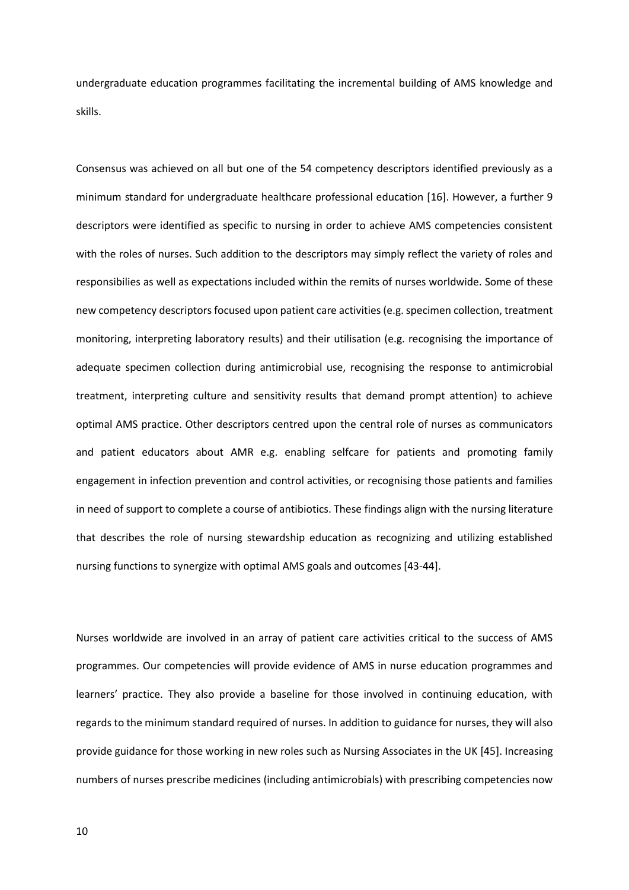undergraduate education programmes facilitating the incremental building of AMS knowledge and skills.

Consensus was achieved on all but one of the 54 competency descriptors identified previously as a minimum standard for undergraduate healthcare professional education [16]. However, a further 9 descriptors were identified as specific to nursing in order to achieve AMS competencies consistent with the roles of nurses. Such addition to the descriptors may simply reflect the variety of roles and responsibilies as well as expectations included within the remits of nurses worldwide. Some of these new competency descriptors focused upon patient care activities (e.g. specimen collection, treatment monitoring, interpreting laboratory results) and their utilisation (e.g. recognising the importance of adequate specimen collection during antimicrobial use, recognising the response to antimicrobial treatment, interpreting culture and sensitivity results that demand prompt attention) to achieve optimal AMS practice. Other descriptors centred upon the central role of nurses as communicators and patient educators about AMR e.g. enabling selfcare for patients and promoting family engagement in infection prevention and control activities, or recognising those patients and families in need of support to complete a course of antibiotics. These findings align with the nursing literature that describes the role of nursing stewardship education as recognizing and utilizing established nursing functions to synergize with optimal AMS goals and outcomes [43-44].

Nurses worldwide are involved in an array of patient care activities critical to the success of AMS programmes. Our competencies will provide evidence of AMS in nurse education programmes and learners' practice. They also provide a baseline for those involved in continuing education, with regards to the minimum standard required of nurses. In addition to guidance for nurses, they will also provide guidance for those working in new roles such as Nursing Associates in the UK [45]. Increasing numbers of nurses prescribe medicines (including antimicrobials) with prescribing competencies now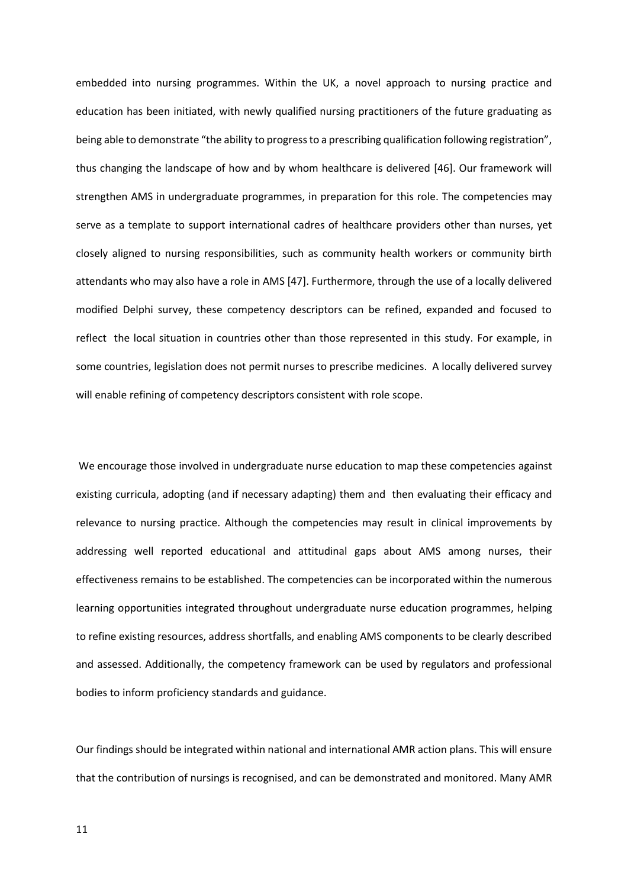embedded into nursing programmes. Within the UK, a novel approach to nursing practice and education has been initiated, with newly qualified nursing practitioners of the future graduating as being able to demonstrate "the ability to progress to a prescribing qualification following registration", thus changing the landscape of how and by whom healthcare is delivered [46]. Our framework will strengthen AMS in undergraduate programmes, in preparation for this role. The competencies may serve as a template to support international cadres of healthcare providers other than nurses, yet closely aligned to nursing responsibilities, such as community health workers or community birth attendants who may also have a role in AMS [47]. Furthermore, through the use of a locally delivered modified Delphi survey, these competency descriptors can be refined, expanded and focused to reflect the local situation in countries other than those represented in this study. For example, in some countries, legislation does not permit nurses to prescribe medicines. A locally delivered survey will enable refining of competency descriptors consistent with role scope.

We encourage those involved in undergraduate nurse education to map these competencies against existing curricula, adopting (and if necessary adapting) them and then evaluating their efficacy and relevance to nursing practice. Although the competencies may result in clinical improvements by addressing well reported educational and attitudinal gaps about AMS among nurses, their effectiveness remains to be established. The competencies can be incorporated within the numerous learning opportunities integrated throughout undergraduate nurse education programmes, helping to refine existing resources, address shortfalls, and enabling AMS components to be clearly described and assessed. Additionally, the competency framework can be used by regulators and professional bodies to inform proficiency standards and guidance.

Our findings should be integrated within national and international AMR action plans. This will ensure that the contribution of nursings is recognised, and can be demonstrated and monitored. Many AMR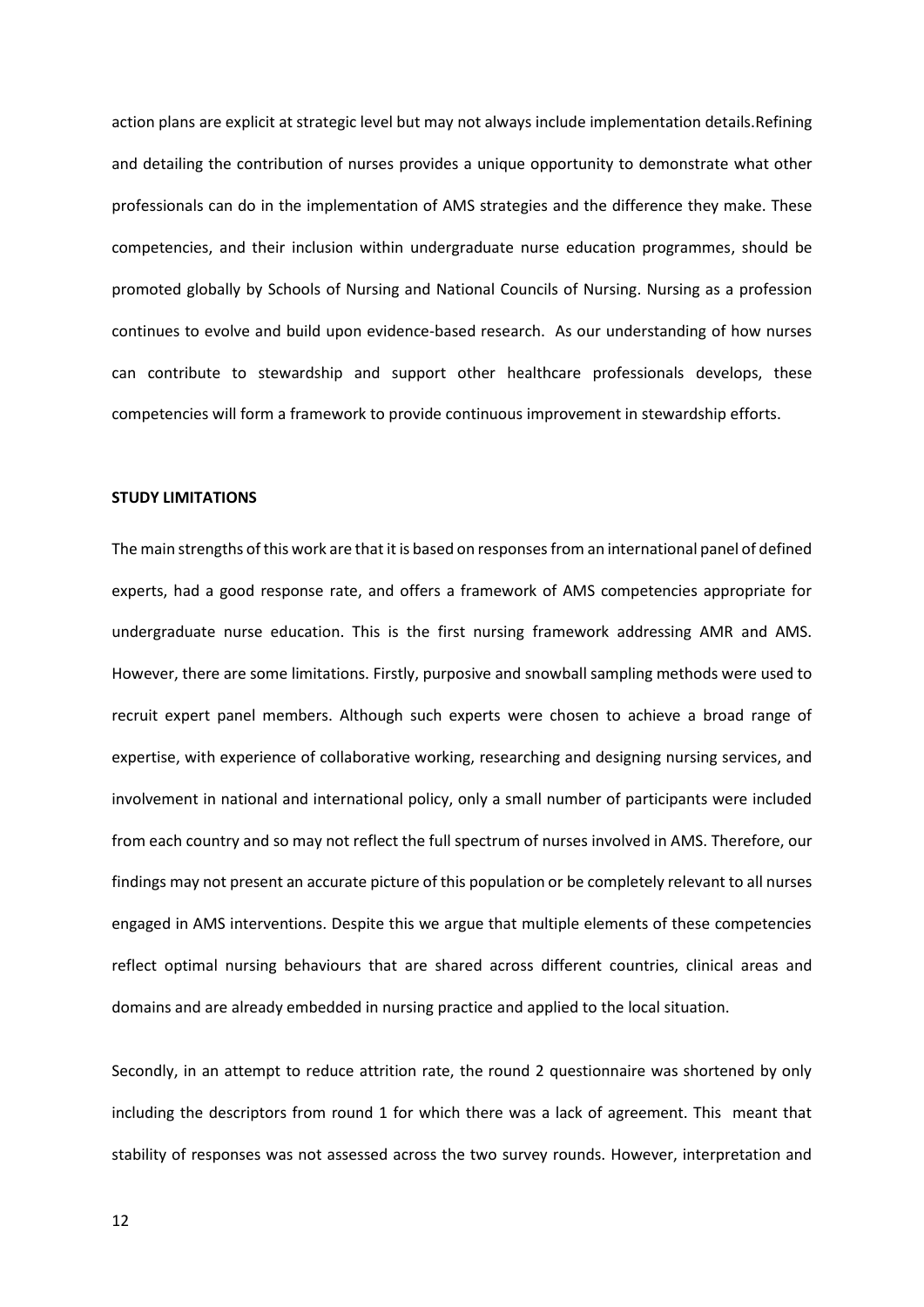action plans are explicit at strategic level but may not always include implementation details.Refining and detailing the contribution of nurses provides a unique opportunity to demonstrate what other professionals can do in the implementation of AMS strategies and the difference they make. These competencies, and their inclusion within undergraduate nurse education programmes, should be promoted globally by Schools of Nursing and National Councils of Nursing. Nursing as a profession continues to evolve and build upon evidence-based research. As our understanding of how nurses can contribute to stewardship and support other healthcare professionals develops, these competencies will form a framework to provide continuous improvement in stewardship efforts.

**STUDY LIMITATIONS**

The main strengths of this work are that it is based on responses from an international panel of defined experts, had a good response rate, and offers a framework of AMS competencies appropriate for undergraduate nurse education. This is the first nursing framework addressing AMR and AMS. However, there are some limitations. Firstly, purposive and snowball sampling methods were used to recruit expert panel members. Although such experts were chosen to achieve a broad range of expertise, with experience of collaborative working, researching and designing nursing services, and involvement in national and international policy, only a small number of participants were included from each country and so may not reflect the full spectrum of nurses involved in AMS. Therefore, our findings may not present an accurate picture of this population or be completely relevant to all nurses engaged in AMS interventions. Despite this we argue that multiple elements of these competencies reflect optimal nursing behaviours that are shared across different countries, clinical areas and domains and are already embedded in nursing practice and applied to the local situation.

Secondly, in an attempt to reduce attrition rate, the round 2 questionnaire was shortened by only including the descriptors from round 1 for which there was a lack of agreement. This meant that stability of responses was not assessed across the two survey rounds. However, interpretation and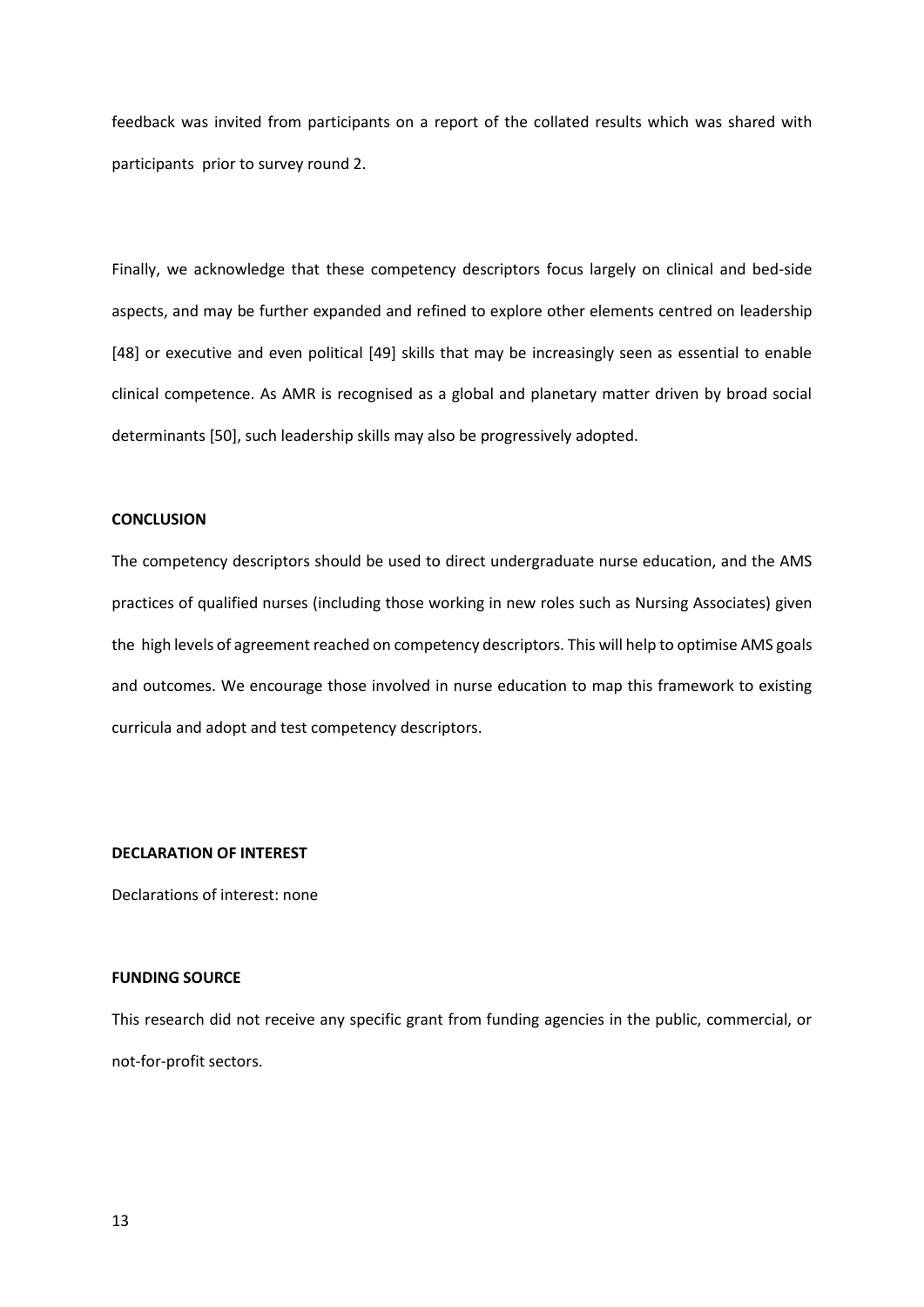feedback was invited from participants on a report of the collated results which was shared with participants prior to survey round 2.

Finally, we acknowledge that these competency descriptors focus largely on clinical and bed-side aspects, and may be further expanded and refined to explore other elements centred on leadership [48] or executive and even political [49] skills that may be increasingly seen as essential to enable clinical competence. As AMR is recognised as a global and planetary matter driven by broad social determinants [50], such leadership skills may also be progressively adopted.

**CONCLUSION**

The competency descriptors should be used to direct undergraduate nurse education, and the AMS practices of qualified nurses (including those working in new roles such as Nursing Associates) given the high levels of agreement reached on competency descriptors. This will help to optimise AMS goals and outcomes. We encourage those involved in nurse education to map this framework to existing curricula and adopt and test competency descriptors.

**DECLARATION OF INTEREST**

Declarations of interest: none

**FUNDING SOURCE**

This research did not receive any specific grant from funding agencies in the public, commercial, or not-for-profit sectors.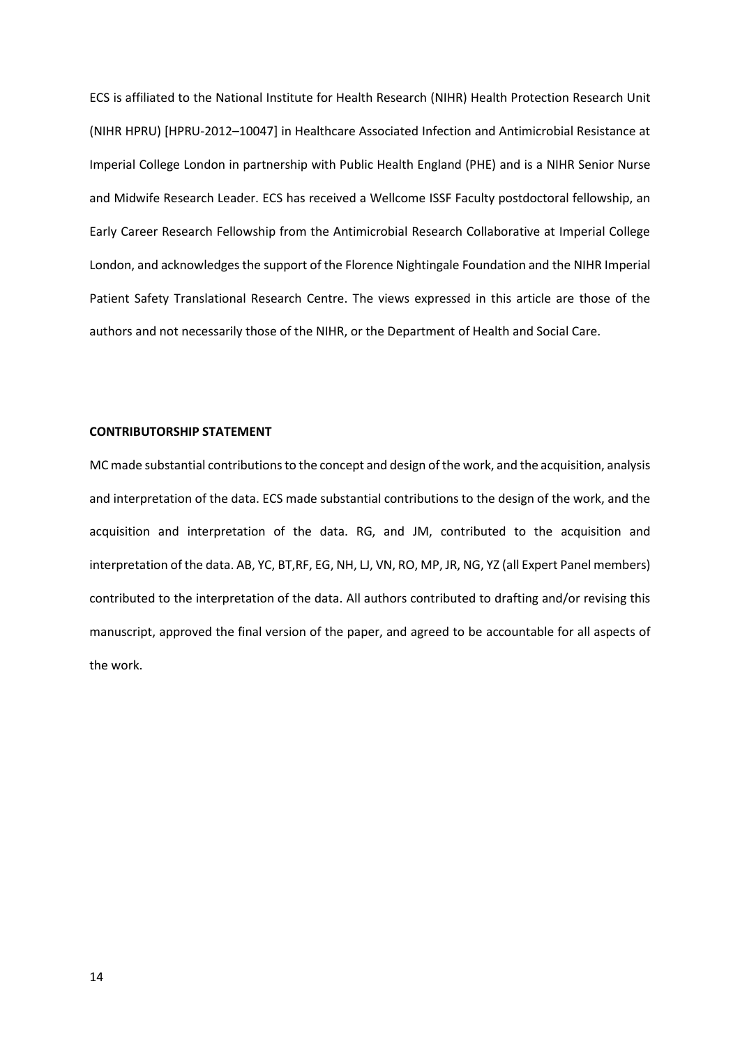ECS is affiliated to the National Institute for Health Research (NIHR) Health Protection Research Unit (NIHR HPRU) [HPRU-2012–10047] in Healthcare Associated Infection and Antimicrobial Resistance at Imperial College London in partnership with Public Health England (PHE) and is a NIHR Senior Nurse and Midwife Research Leader. ECS has received a Wellcome ISSF Faculty postdoctoral fellowship, an Early Career Research Fellowship from the Antimicrobial Research Collaborative at Imperial College London, and acknowledges the support of the Florence Nightingale Foundation and the NIHR Imperial Patient Safety Translational Research Centre. The views expressed in this article are those of the authors and not necessarily those of the NIHR, or the Department of Health and Social Care.

**CONTRIBUTORSHIP STATEMENT**

MC made substantial contributions to the concept and design of the work, and the acquisition, analysis and interpretation of the data. ECS made substantial contributions to the design of the work, and the acquisition and interpretation of the data. RG, and JM, contributed to the acquisition and interpretation of the data. AB, YC, BT,RF, EG, NH, LJ, VN, RO, MP, JR, NG, YZ (all Expert Panel members) contributed to the interpretation of the data. All authors contributed to drafting and/or revising this manuscript, approved the final version of the paper, and agreed to be accountable for all aspects of the work.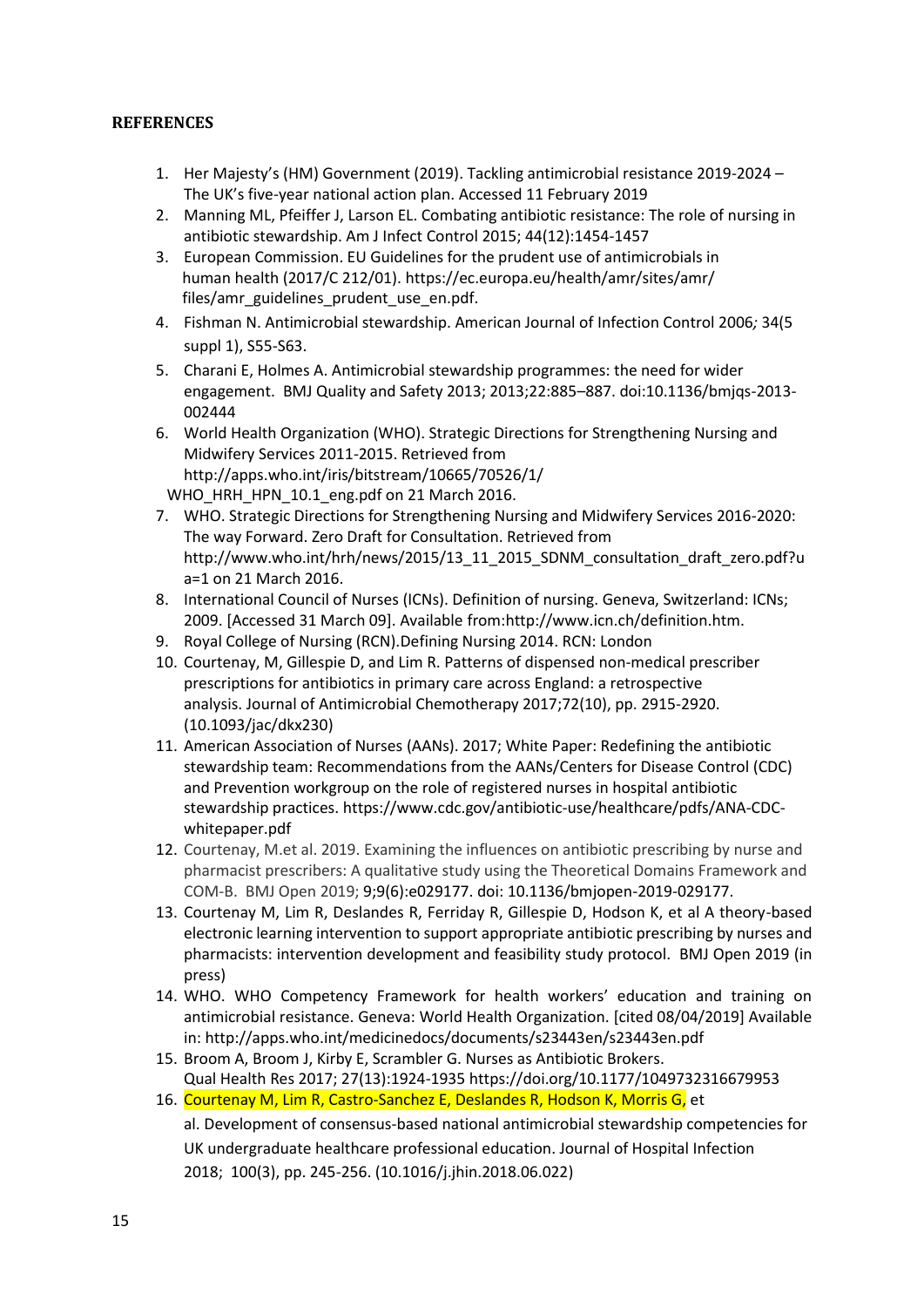**REFERENCES**

1. Her Majesty's (HM) Government (2019). Tackling antimicrobial resistance 2019-2024 – The UK's five-year national action plan. Accessed 11 February 2019
2. Manning ML, Pfeiffer J, Larson EL. Combating antibiotic resistance: The role of nursing in antibiotic stewardship. Am J Infect Control 2015; 44(12):1454-1457
3. European Commission. EU Guidelines for the prudent use of antimicrobials in human health (2017/C 212/01). https://ec.europa.eu/health/amr/sites/amr/ files/amr_guidelines_prudent_use_en.pdf.
4. Fishman N. Antimicrobial stewardship. American Journal of Infection Control 2006*;* 34(5 suppl 1), S55-S63.
5. Charani E, Holmes A. Antimicrobial stewardship programmes: the need for wider engagement. BMJ Quality and Safety 2013; 2013;22:885–887. doi:10.1136/bmjqs-2013-002444
6. World Health Organization (WHO). Strategic Directions for Strengthening Nursing and Midwifery Services 2011-2015. Retrieved from http://apps.who.int/iris/bitstream/10665/70526/1/ WHO_HRH_HPN_10.1_eng.pdf on 21 March 2016.
7. WHO. Strategic Directions for Strengthening Nursing and Midwifery Services 2016-2020: The way Forward. Zero Draft for Consultation. Retrieved from http://www.who.int/hrh/news/2015/13_11_2015_SDNM_consultation_draft_zero.pdf?ua=1 on 21 March 2016.
8. International Council of Nurses (ICNs). Definition of nursing. Geneva, Switzerland: ICNs; 2009. [Accessed 31 March 09]. Available from:http://www.icn.ch/definition.htm.
9. Royal College of Nursing (RCN).Defining Nursing 2014. RCN: London
10. Courtenay, M, Gillespie D, and Lim R. Patterns of dispensed non-medical prescriber prescriptions for antibiotics in primary care across England: a retrospective analysis. Journal of Antimicrobial Chemotherapy 2017;72(10), pp. 2915-2920. (10.1093/jac/dkx230)
11. American Association of Nurses (AANs). 2017; White Paper: Redefining the antibiotic stewardship team: Recommendations from the AANs/Centers for Disease Control (CDC) and Prevention workgroup on the role of registered nurses in hospital antibiotic stewardship practices. https://www.cdc.gov/antibiotic-use/healthcare/pdfs/ANA-CDC-whitepaper.pdf
12. Courtenay, M.et al. 2019. Examining the influences on antibiotic prescribing by nurse and pharmacist prescribers: A qualitative study using the Theoretical Domains Framework and COM-B. BMJ Open 2019; 9;9(6):e029177. doi: 10.1136/bmjopen-2019-029177.
13. Courtenay M, Lim R, Deslandes R, Ferriday R, Gillespie D, Hodson K, et al A theory-based electronic learning intervention to support appropriate antibiotic prescribing by nurses and pharmacists: intervention development and feasibility study protocol. BMJ Open 2019 (in press)
14. WHO. WHO Competency Framework for health workers' education and training on antimicrobial resistance. Geneva: World Health Organization. [cited 08/04/2019] Available in: http://apps.who.int/medicinedocs/documents/s23443en/s23443en.pdf
15. Broom A, Broom J, Kirby E, Scrambler G. Nurses as Antibiotic Brokers. Qual Health Res 2017; 27(13):1924-1935 https://doi.org/10.1177/1049732316679953
16. Courtenay M, Lim R, Castro-Sanchez E, Deslandes R, Hodson K, Morris G, et al. Development of consensus-based national antimicrobial stewardship competencies for UK undergraduate healthcare professional education. Journal of Hospital Infection 2018; 100(3), pp. 245-256. (10.1016/j.jhin.2018.06.022)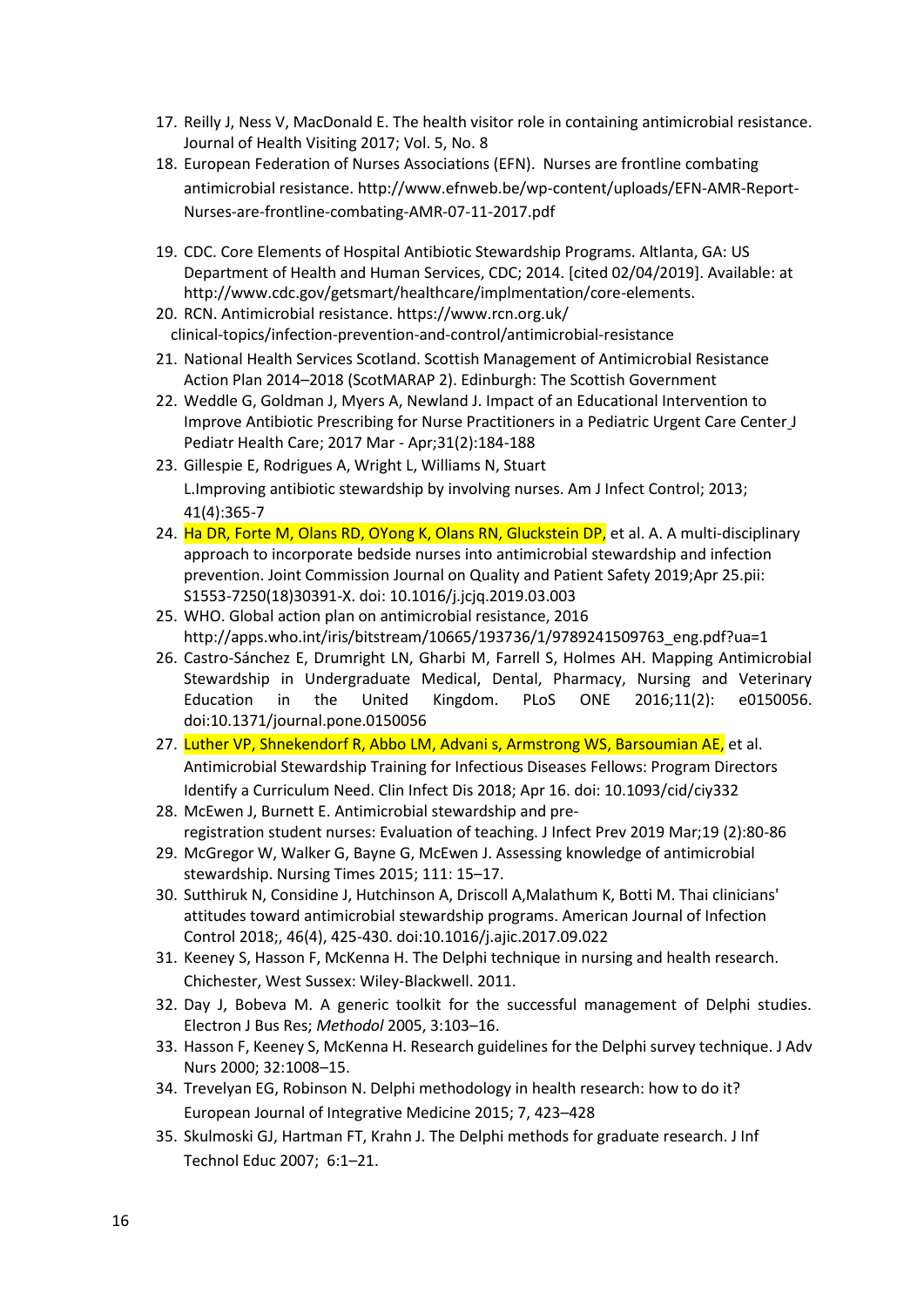17. Reilly J, Ness V, MacDonald E. The health visitor role in containing antimicrobial resistance. Journal of Health Visiting 2017; Vol. 5, No. 8
18. European Federation of Nurses Associations (EFN). Nurses are frontline combating antimicrobial resistance. http://www.efnweb.be/wp-content/uploads/EFN-AMR-Report-Nurses-are-frontline-combating-AMR-07-11-2017.pdf
19. CDC. Core Elements of Hospital Antibiotic Stewardship Programs. Altlanta, GA: US Department of Health and Human Services, CDC; 2014. [cited 02/04/2019]. Available: at http://www.cdc.gov/getsmart/healthcare/implmentation/core-elements.
20. RCN. Antimicrobial resistance. https://www.rcn.org.uk/clinical-topics/infection-prevention-and-control/antimicrobial-resistance
21. National Health Services Scotland. Scottish Management of Antimicrobial Resistance Action Plan 2014–2018 (ScotMARAP 2). Edinburgh: The Scottish Government
22. Weddle G, Goldman J, Myers A, Newland J. Impact of an Educational Intervention to Improve Antibiotic Prescribing for Nurse Practitioners in a Pediatric Urgent Care Center J Pediatr Health Care; 2017 Mar - Apr;31(2):184-188
23. Gillespie E, Rodrigues A, Wright L, Williams N, Stuart L.Improving antibiotic stewardship by involving nurses. Am J Infect Control; 2013; 41(4):365-7
24. Ha DR, Forte M, Olans RD, OYong K, Olans RN, Gluckstein DP, et al. A. A multi-disciplinary approach to incorporate bedside nurses into antimicrobial stewardship and infection prevention. Joint Commission Journal on Quality and Patient Safety 2019;Apr 25.pii: S1553-7250(18)30391-X. doi: 10.1016/j.jcjq.2019.03.003
25. WHO. Global action plan on antimicrobial resistance, 2016 http://apps.who.int/iris/bitstream/10665/193736/1/9789241509763_eng.pdf?ua=1
26. Castro-Sánchez E, Drumright LN, Gharbi M, Farrell S, Holmes AH. Mapping Antimicrobial Stewardship in Undergraduate Medical, Dental, Pharmacy, Nursing and Veterinary Education in the United Kingdom. PLoS ONE 2016;11(2): e0150056. doi:10.1371/journal.pone.0150056
27. Luther VP, Shnekendorf R, Abbo LM, Advani s, Armstrong WS, Barsoumian AE, et al. Antimicrobial Stewardship Training for Infectious Diseases Fellows: Program Directors Identify a Curriculum Need. Clin Infect Dis 2018; Apr 16. doi: 10.1093/cid/ciy332
28. McEwen J, Burnett E. Antimicrobial stewardship and pre-registration student nurses: Evaluation of teaching. J Infect Prev 2019 Mar;19 (2):80-86
29. McGregor W, Walker G, Bayne G, McEwen J. Assessing knowledge of antimicrobial stewardship. Nursing Times 2015; 111: 15–17.
30. Sutthiruk N, Considine J, Hutchinson A, Driscoll A,Malathum K, Botti M. Thai clinicians' attitudes toward antimicrobial stewardship programs. American Journal of Infection Control 2018;, 46(4), 425-430. doi:10.1016/j.ajic.2017.09.022
31. Keeney S, Hasson F, McKenna H. The Delphi technique in nursing and health research. Chichester, West Sussex: Wiley-Blackwell. 2011.
32. Day J, Bobeva M. A generic toolkit for the successful management of Delphi studies. Electron J Bus Res; *Methodol* 2005, 3:103–16.
33. Hasson F, Keeney S, McKenna H. Research guidelines for the Delphi survey technique. J Adv Nurs 2000; 32:1008–15.
34. Trevelyan EG, Robinson N. Delphi methodology in health research: how to do it? European Journal of Integrative Medicine 2015; 7, 423–428
35. Skulmoski GJ, Hartman FT, Krahn J. The Delphi methods for graduate research. J Inf Technol Educ 2007; 6:1–21.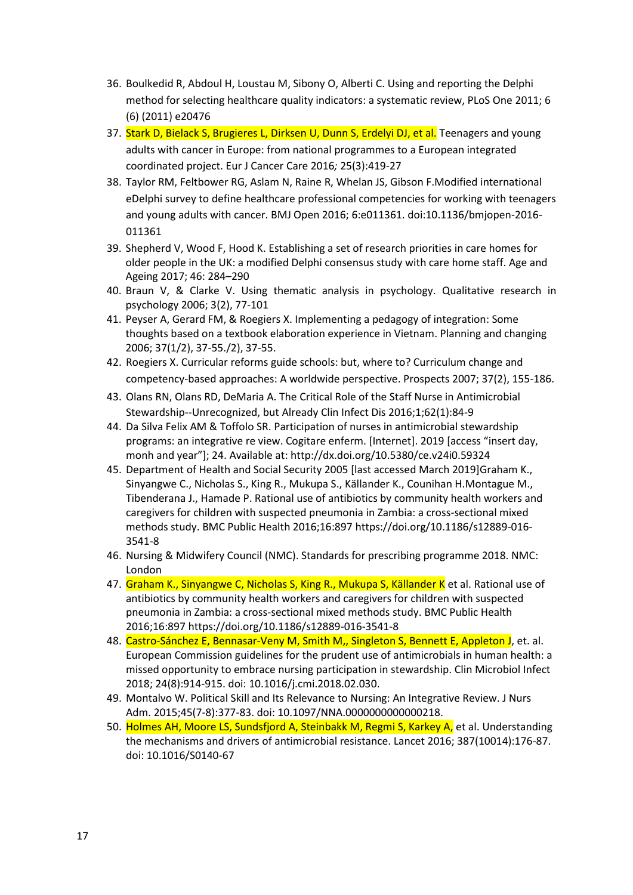36. Boulkedid R, Abdoul H, Loustau M, Sibony O, Alberti C. Using and reporting the Delphi method for selecting healthcare quality indicators: a systematic review, PLoS One 2011; 6 (6) (2011) e20476
37. Stark D, Bielack S, Brugieres L, Dirksen U, Dunn S, Erdelyi DJ, et al. Teenagers and young adults with cancer in Europe: from national programmes to a European integrated coordinated project. Eur J Cancer Care 2016*;* 25(3):419-27
38. Taylor RM, Feltbower RG, Aslam N, Raine R, Whelan JS, Gibson F.Modified international eDelphi survey to define healthcare professional competencies for working with teenagers and young adults with cancer. BMJ Open 2016; 6:e011361. doi:10.1136/bmjopen-2016-011361
39. Shepherd V, Wood F, Hood K. Establishing a set of research priorities in care homes for older people in the UK: a modified Delphi consensus study with care home staff. Age and Ageing 2017; 46: 284–290
40. Braun V, & Clarke V. Using thematic analysis in psychology. Qualitative research in psychology 2006; 3(2), 77-101
41. Peyser A, Gerard FM, & Roegiers X. Implementing a pedagogy of integration: Some thoughts based on a textbook elaboration experience in Vietnam. Planning and changing 2006; 37(1/2), 37-55./2), 37-55.
42. Roegiers X. Curricular reforms guide schools: but, where to? Curriculum change and competency-based approaches: A worldwide perspective. Prospects 2007; 37(2), 155-186.
43. Olans RN, Olans RD, DeMaria A. The Critical Role of the Staff Nurse in Antimicrobial Stewardship--Unrecognized, but Already Clin Infect Dis 2016;1;62(1):84-9
44. Da Silva Felix AM & Toffolo SR. Participation of nurses in antimicrobial stewardship programs: an integrative re view. Cogitare enferm. [Internet]. 2019 [access "insert day, monh and year"]; 24. Available at: http://dx.doi.org/10.5380/ce.v24i0.59324
45. Department of Health and Social Security 2005 [last accessed March 2019]Graham K., Sinyangwe C., Nicholas S., King R., Mukupa S., Källander K., Counihan H.Montague M., Tibenderana J., Hamade P. Rational use of antibiotics by community health workers and caregivers for children with suspected pneumonia in Zambia: a cross-sectional mixed methods study. BMC Public Health 2016;16:897 https://doi.org/10.1186/s12889-016-3541-8
46. Nursing & Midwifery Council (NMC). Standards for prescribing programme 2018. NMC: London
47. Graham K., Sinyangwe C, Nicholas S, King R., Mukupa S, Källander K et al. Rational use of antibiotics by community health workers and caregivers for children with suspected pneumonia in Zambia: a cross-sectional mixed methods study. BMC Public Health 2016;16:897 https://doi.org/10.1186/s12889-016-3541-8
48. Castro-Sánchez E, Bennasar-Veny M, Smith M,, Singleton S, Bennett E, Appleton J, et. al. European Commission guidelines for the prudent use of antimicrobials in human health: a missed opportunity to embrace nursing participation in stewardship. Clin Microbiol Infect 2018; 24(8):914-915. doi: 10.1016/j.cmi.2018.02.030.
49. Montalvo W. Political Skill and Its Relevance to Nursing: An Integrative Review. J Nurs Adm. 2015;45(7-8):377-83. doi: 10.1097/NNA.0000000000000218.
50. Holmes AH, Moore LS, Sundsfjord A, Steinbakk M, Regmi S, Karkey A, et al. Understanding the mechanisms and drivers of antimicrobial resistance. Lancet 2016; 387(10014):176-87. doi: 10.1016/S0140-67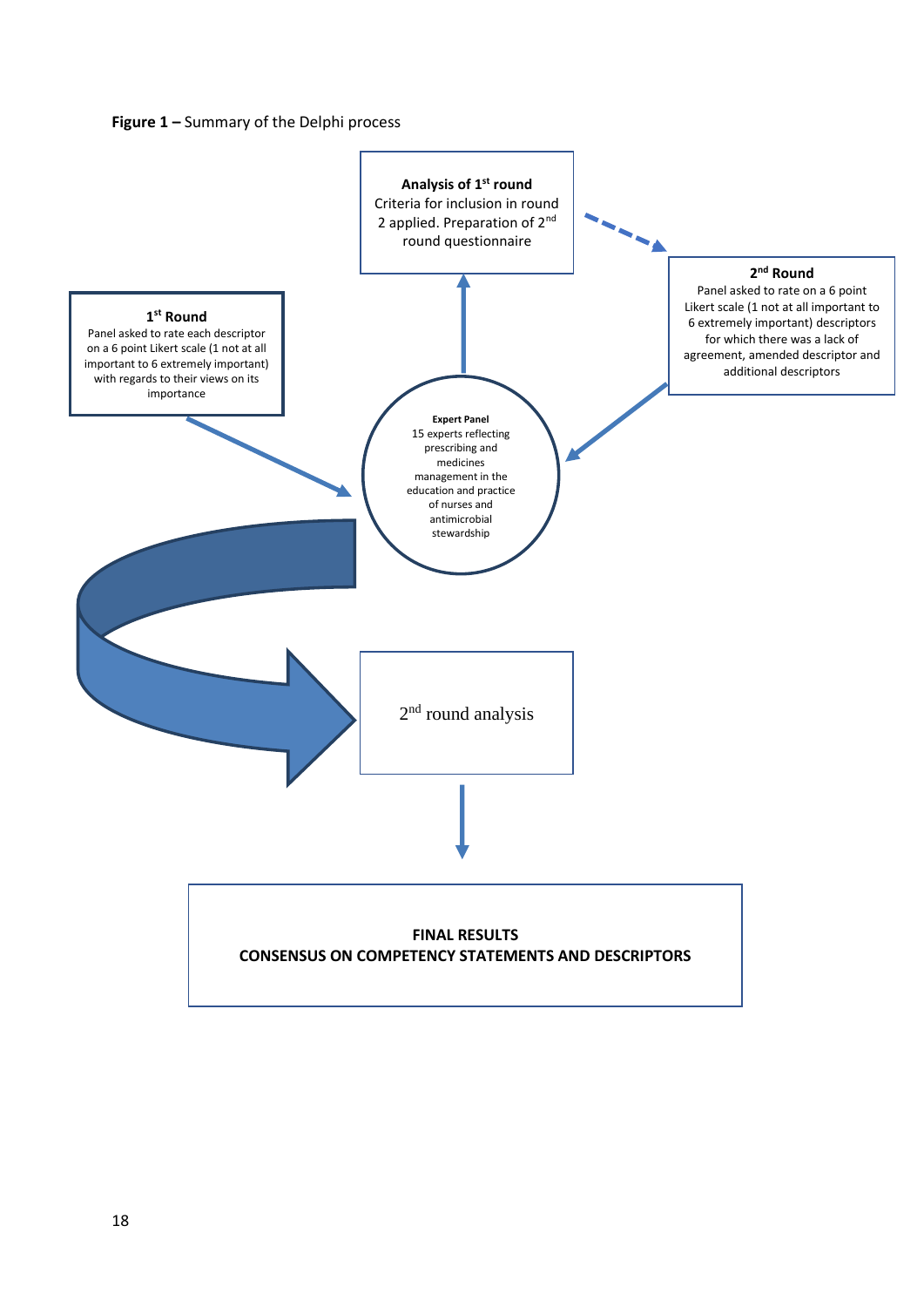**Figure 1 –** Summary of the Delphi process

**Analysis of 1st round**
Criteria for inclusion in round 2 applied. Preparation of 2nd round questionnaire

**2nd Round**
Panel asked to rate on a 6 point Likert scale (1 not at all important to 6 extremely important) descriptors for which there was a lack of agreement, amended descriptor and additional descriptors

**1st Round**
Panel asked to rate each descriptor on a 6 point Likert scale (1 not at all important to 6 extremely important) with regards to their views on its importance

**Expert Panel**
15 experts reflecting prescribing and medicines management in the education and practice of nurses and antimicrobial stewardship

2nd round analysis

**FINAL RESULTS**
**CONSENSUS ON COMPETENCY STATEMENTS AND DESCRIPTORS**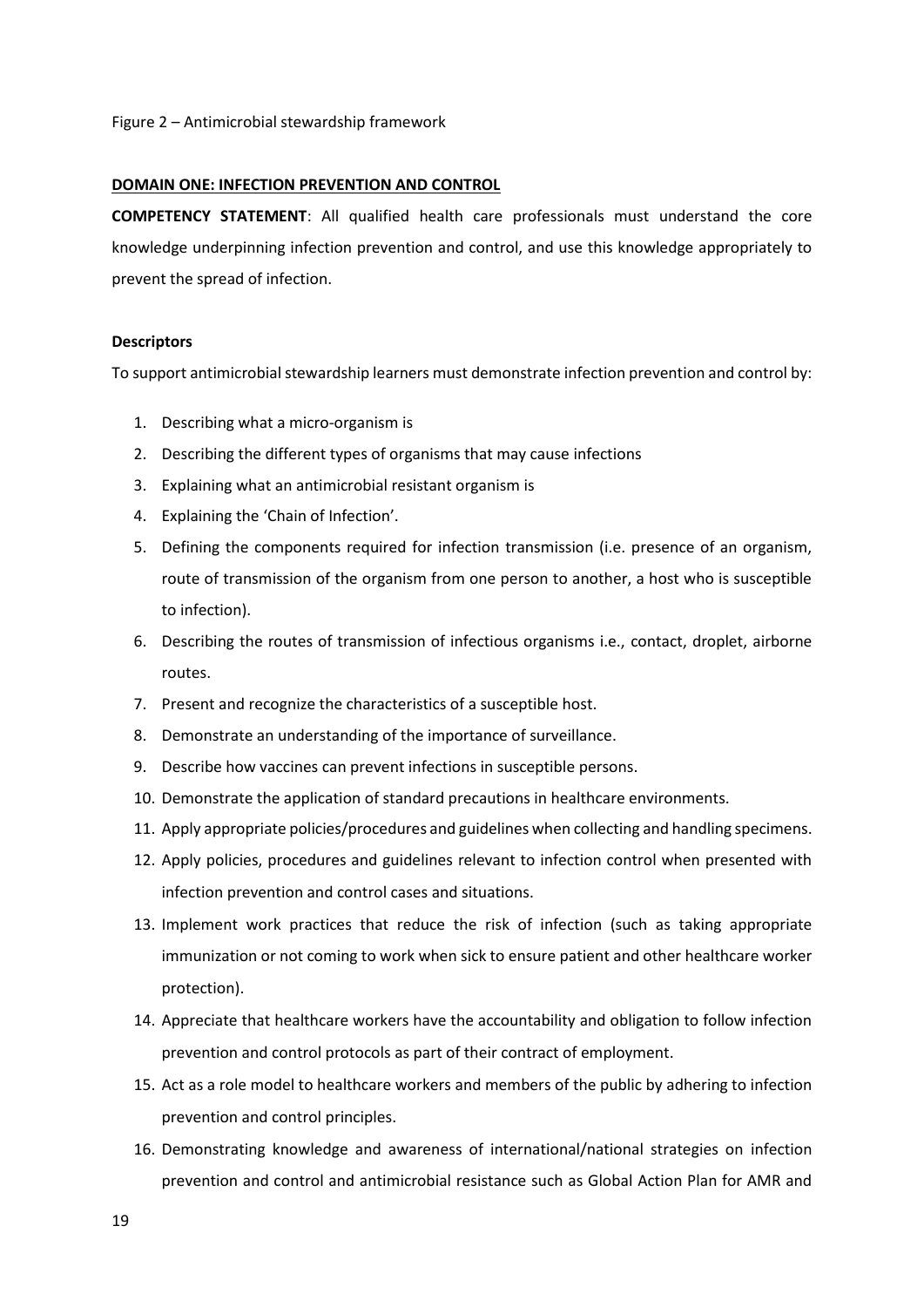Figure 2 – Antimicrobial stewardship framework

## DOMAIN ONE: INFECTION PREVENTION AND CONTROL

**COMPETENCY STATEMENT**: All qualified health care professionals must understand the core knowledge underpinning infection prevention and control, and use this knowledge appropriately to prevent the spread of infection.

**Descriptors**

To support antimicrobial stewardship learners must demonstrate infection prevention and control by:

1. Describing what a micro-organism is
2. Describing the different types of organisms that may cause infections
3. Explaining what an antimicrobial resistant organism is
4. Explaining the 'Chain of Infection'.
5. Defining the components required for infection transmission (i.e. presence of an organism, route of transmission of the organism from one person to another, a host who is susceptible to infection).
6. Describing the routes of transmission of infectious organisms i.e., contact, droplet, airborne routes.
7. Present and recognize the characteristics of a susceptible host.
8. Demonstrate an understanding of the importance of surveillance.
9. Describe how vaccines can prevent infections in susceptible persons.
10. Demonstrate the application of standard precautions in healthcare environments.
11. Apply appropriate policies/procedures and guidelines when collecting and handling specimens.
12. Apply policies, procedures and guidelines relevant to infection control when presented with infection prevention and control cases and situations.
13. Implement work practices that reduce the risk of infection (such as taking appropriate immunization or not coming to work when sick to ensure patient and other healthcare worker protection).
14. Appreciate that healthcare workers have the accountability and obligation to follow infection prevention and control protocols as part of their contract of employment.
15. Act as a role model to healthcare workers and members of the public by adhering to infection prevention and control principles.
16. Demonstrating knowledge and awareness of international/national strategies on infection prevention and control and antimicrobial resistance such as Global Action Plan for AMR and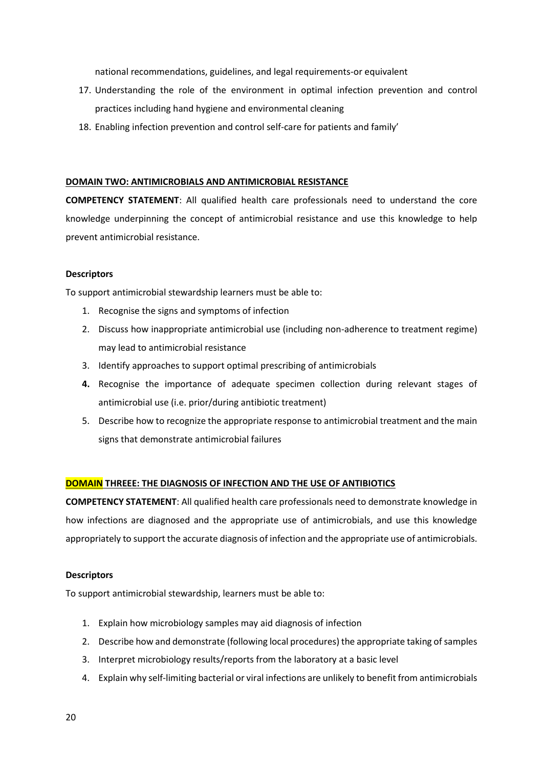national recommendations, guidelines, and legal requirements-or equivalent

17. Understanding the role of the environment in optimal infection prevention and control practices including hand hygiene and environmental cleaning
18. Enabling infection prevention and control self-care for patients and family'

**DOMAIN TWO: ANTIMICROBIALS AND ANTIMICROBIAL RESISTANCE**

**COMPETENCY STATEMENT**: All qualified health care professionals need to understand the core knowledge underpinning the concept of antimicrobial resistance and use this knowledge to help prevent antimicrobial resistance.

**Descriptors**

To support antimicrobial stewardship learners must be able to:

1. Recognise the signs and symptoms of infection
2. Discuss how inappropriate antimicrobial use (including non-adherence to treatment regime) may lead to antimicrobial resistance
3. Identify approaches to support optimal prescribing of antimicrobials
4. Recognise the importance of adequate specimen collection during relevant stages of antimicrobial use (i.e. prior/during antibiotic treatment)
5. Describe how to recognize the appropriate response to antimicrobial treatment and the main signs that demonstrate antimicrobial failures

**DOMAIN THREEE: THE DIAGNOSIS OF INFECTION AND THE USE OF ANTIBIOTICS**

**COMPETENCY STATEMENT**: All qualified health care professionals need to demonstrate knowledge in how infections are diagnosed and the appropriate use of antimicrobials, and use this knowledge appropriately to support the accurate diagnosis of infection and the appropriate use of antimicrobials.

**Descriptors**

To support antimicrobial stewardship, learners must be able to:

1. Explain how microbiology samples may aid diagnosis of infection
2. Describe how and demonstrate (following local procedures) the appropriate taking of samples
3. Interpret microbiology results/reports from the laboratory at a basic level
4. Explain why self-limiting bacterial or viral infections are unlikely to benefit from antimicrobials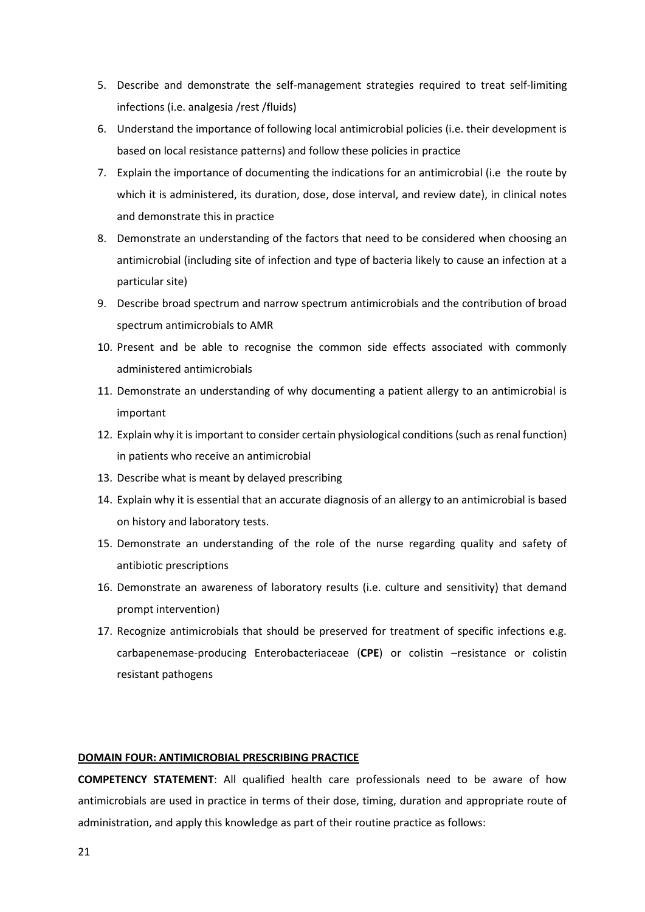5. Describe and demonstrate the self-management strategies required to treat self-limiting infections (i.e. analgesia /rest /fluids)
6. Understand the importance of following local antimicrobial policies (i.e. their development is based on local resistance patterns) and follow these policies in practice
7. Explain the importance of documenting the indications for an antimicrobial (i.e the route by which it is administered, its duration, dose, dose interval, and review date), in clinical notes and demonstrate this in practice
8. Demonstrate an understanding of the factors that need to be considered when choosing an antimicrobial (including site of infection and type of bacteria likely to cause an infection at a particular site)
9. Describe broad spectrum and narrow spectrum antimicrobials and the contribution of broad spectrum antimicrobials to AMR
10. Present and be able to recognise the common side effects associated with commonly administered antimicrobials
11. Demonstrate an understanding of why documenting a patient allergy to an antimicrobial is important
12. Explain why it is important to consider certain physiological conditions (such as renal function) in patients who receive an antimicrobial
13. Describe what is meant by delayed prescribing
14. Explain why it is essential that an accurate diagnosis of an allergy to an antimicrobial is based on history and laboratory tests.
15. Demonstrate an understanding of the role of the nurse regarding quality and safety of antibiotic prescriptions
16. Demonstrate an awareness of laboratory results (i.e. culture and sensitivity) that demand prompt intervention)
17. Recognize antimicrobials that should be preserved for treatment of specific infections e.g. carbapenemase-producing Enterobacteriaceae (**CPE**) or colistin –resistance or colistin resistant pathogens

**DOMAIN FOUR: ANTIMICROBIAL PRESCRIBING PRACTICE**

**COMPETENCY STATEMENT**: All qualified health care professionals need to be aware of how antimicrobials are used in practice in terms of their dose, timing, duration and appropriate route of administration, and apply this knowledge as part of their routine practice as follows: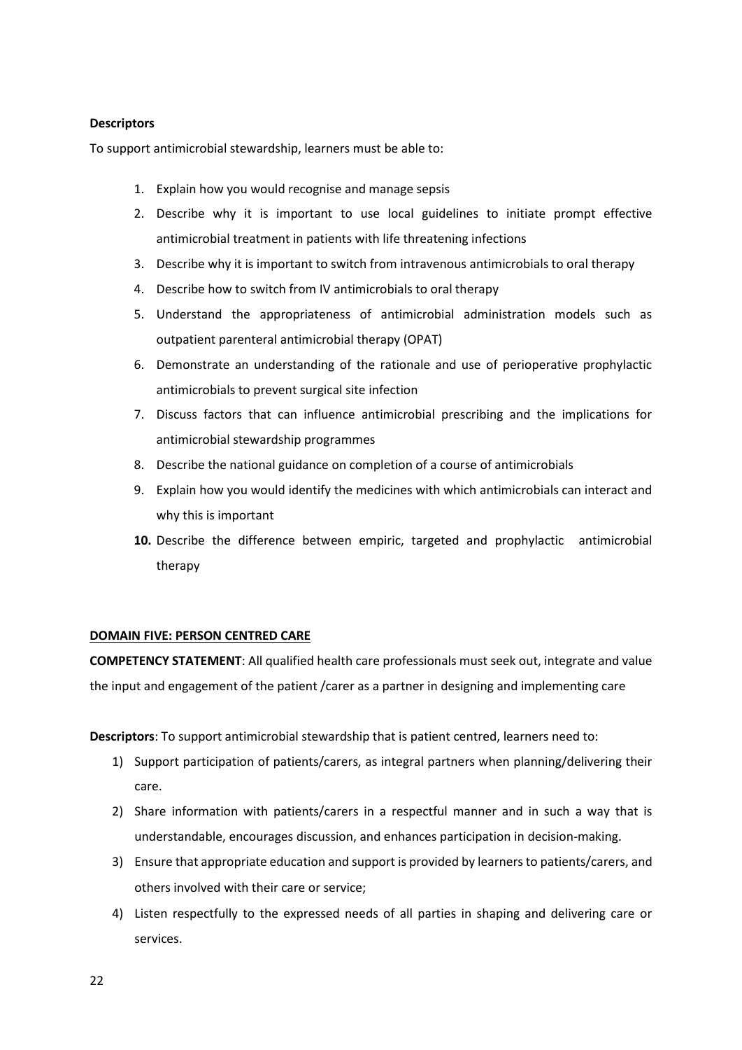**Descriptors**

To support antimicrobial stewardship, learners must be able to:

1. Explain how you would recognise and manage sepsis
2. Describe why it is important to use local guidelines to initiate prompt effective antimicrobial treatment in patients with life threatening infections
3. Describe why it is important to switch from intravenous antimicrobials to oral therapy
4. Describe how to switch from IV antimicrobials to oral therapy
5. Understand the appropriateness of antimicrobial administration models such as outpatient parenteral antimicrobial therapy (OPAT)
6. Demonstrate an understanding of the rationale and use of perioperative prophylactic antimicrobials to prevent surgical site infection
7. Discuss factors that can influence antimicrobial prescribing and the implications for antimicrobial stewardship programmes
8. Describe the national guidance on completion of a course of antimicrobials
9. Explain how you would identify the medicines with which antimicrobials can interact and why this is important
10. Describe the difference between empiric, targeted and prophylactic antimicrobial therapy

**DOMAIN FIVE: PERSON CENTRED CARE**

**COMPETENCY STATEMENT**: All qualified health care professionals must seek out, integrate and value the input and engagement of the patient /carer as a partner in designing and implementing care

**Descriptors**: To support antimicrobial stewardship that is patient centred, learners need to:

1) Support participation of patients/carers, as integral partners when planning/delivering their care.
2) Share information with patients/carers in a respectful manner and in such a way that is understandable, encourages discussion, and enhances participation in decision-making.
3) Ensure that appropriate education and support is provided by learners to patients/carers, and others involved with their care or service;
4) Listen respectfully to the expressed needs of all parties in shaping and delivering care or services.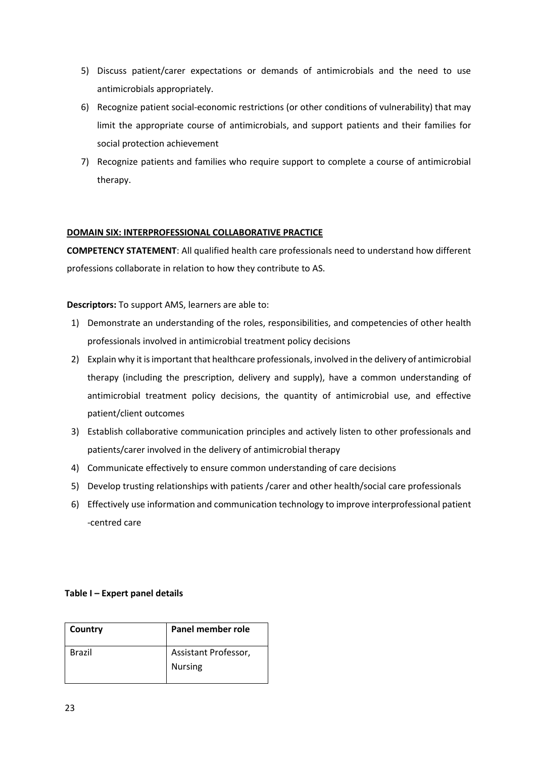5) Discuss patient/carer expectations or demands of antimicrobials and the need to use antimicrobials appropriately.
6) Recognize patient social-economic restrictions (or other conditions of vulnerability) that may limit the appropriate course of antimicrobials, and support patients and their families for social protection achievement
7) Recognize patients and families who require support to complete a course of antimicrobial therapy.

**DOMAIN SIX: INTERPROFESSIONAL COLLABORATIVE PRACTICE**

**COMPETENCY STATEMENT**: All qualified health care professionals need to understand how different professions collaborate in relation to how they contribute to AS.

**Descriptors:** To support AMS, learners are able to:

1) Demonstrate an understanding of the roles, responsibilities, and competencies of other health professionals involved in antimicrobial treatment policy decisions
2) Explain why it is important that healthcare professionals, involved in the delivery of antimicrobial therapy (including the prescription, delivery and supply), have a common understanding of antimicrobial treatment policy decisions, the quantity of antimicrobial use, and effective patient/client outcomes
3) Establish collaborative communication principles and actively listen to other professionals and patients/carer involved in the delivery of antimicrobial therapy
4) Communicate effectively to ensure common understanding of care decisions
5) Develop trusting relationships with patients /carer and other health/social care professionals
6) Effectively use information and communication technology to improve interprofessional patient -centred care

**Table I – Expert panel details**

| Country | Panel member role |
| --- | --- |
| Brazil | Assistant Professor, Nursing |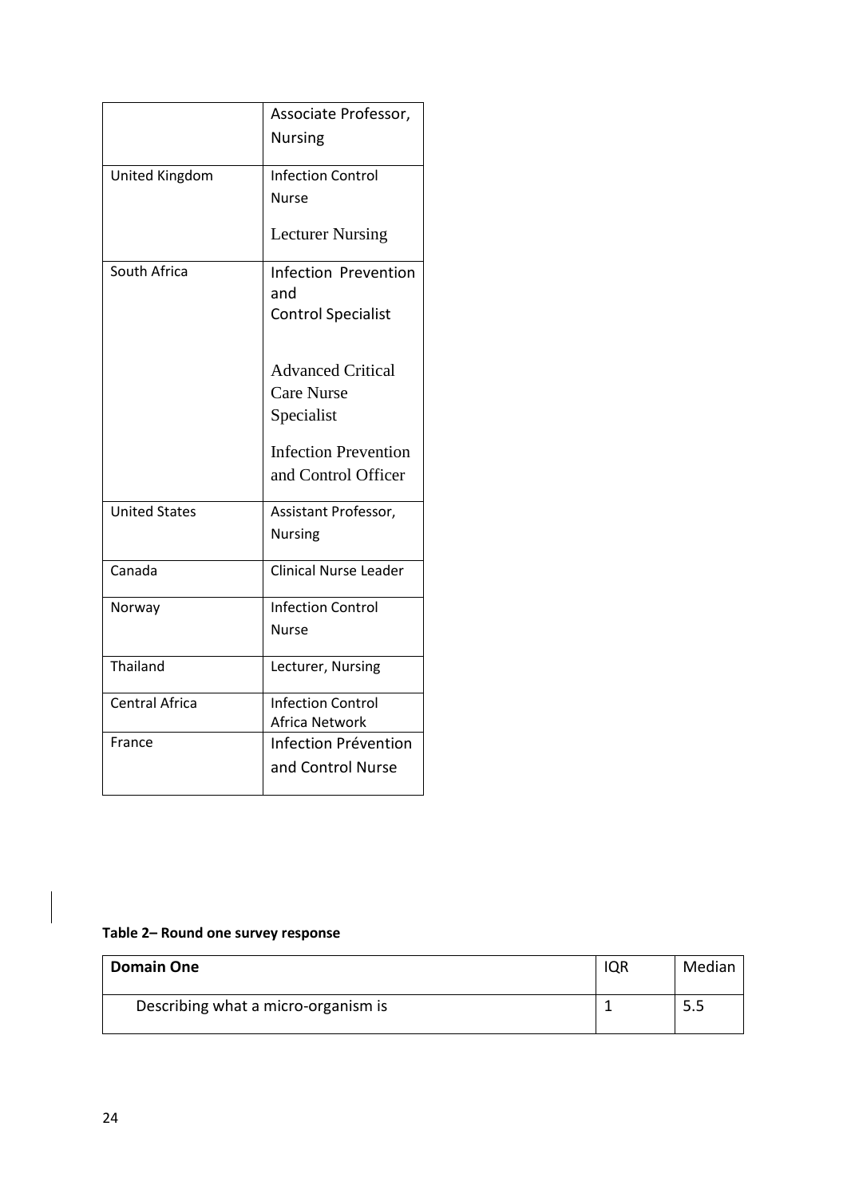| | |
|---|---|
| | Associate Professor, Nursing |
| United Kingdom | Infection Control Nurse<br><br>Lecturer Nursing |
| South Africa | Infection Prevention and Control Specialist<br><br>Advanced Critical Care Nurse Specialist<br><br>Infection Prevention and Control Officer |
| United States | Assistant Professor, Nursing |
| Canada | Clinical Nurse Leader |
| Norway | Infection Control Nurse |
| Thailand | Lecturer, Nursing |
| Central Africa | Infection Control Africa Network |
| France | Infection Prévention and Control Nurse |

**Table 2– Round one survey response**

| **Domain One** | IQR | Median |
|---|---|---|
| Describing what a micro-organism is | 1 | 5.5 |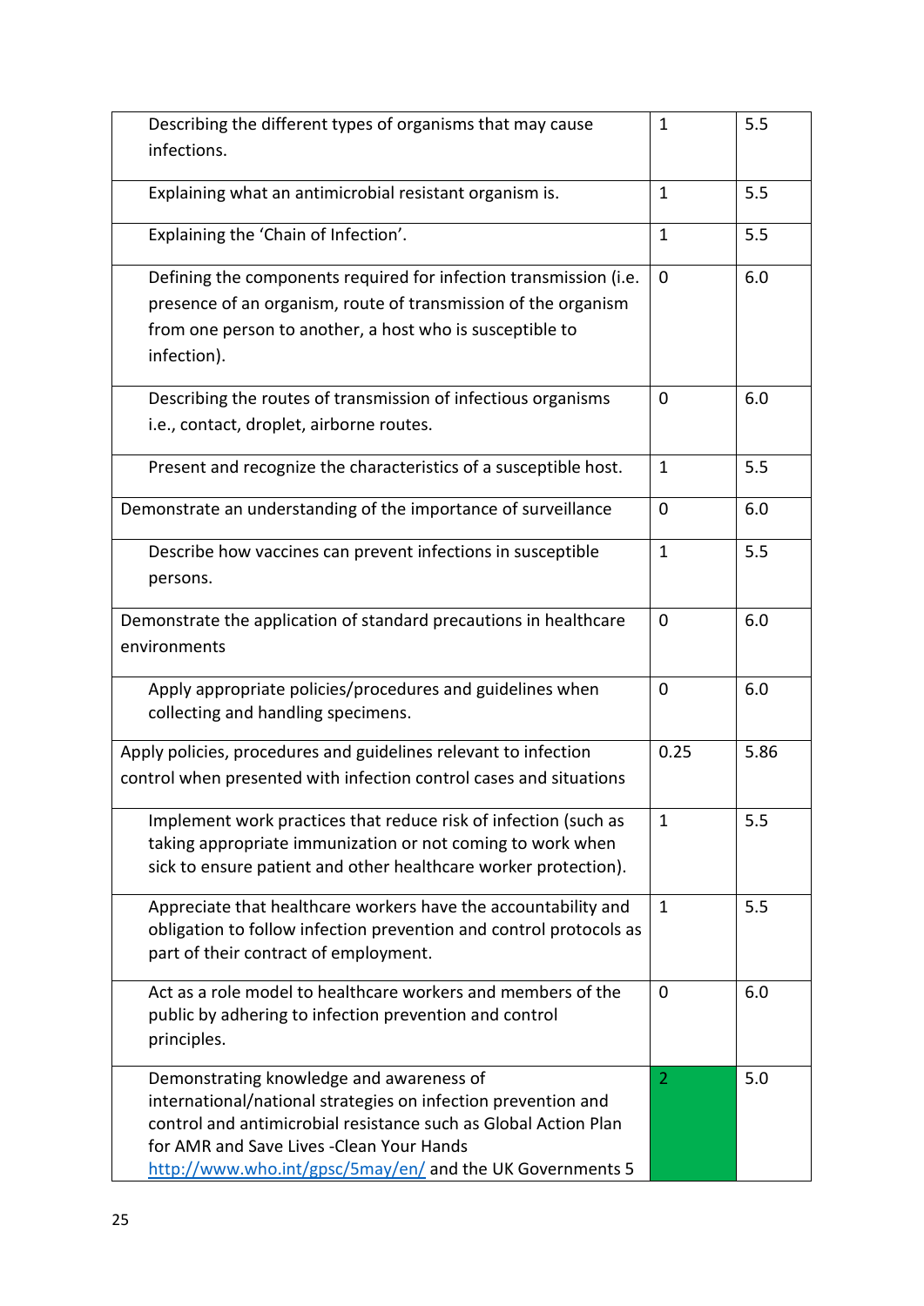| | | |
|---|---|---|
| Describing the different types of organisms that may cause infections. | 1 | 5.5 |
| Explaining what an antimicrobial resistant organism is. | 1 | 5.5 |
| Explaining the 'Chain of Infection'. | 1 | 5.5 |
| Defining the components required for infection transmission (i.e. presence of an organism, route of transmission of the organism from one person to another, a host who is susceptible to infection). | 0 | 6.0 |
| Describing the routes of transmission of infectious organisms i.e., contact, droplet, airborne routes. | 0 | 6.0 |
| Present and recognize the characteristics of a susceptible host. | 1 | 5.5 |
| Demonstrate an understanding of the importance of surveillance | 0 | 6.0 |
| Describe how vaccines can prevent infections in susceptible persons. | 1 | 5.5 |
| Demonstrate the application of standard precautions in healthcare environments | 0 | 6.0 |
| Apply appropriate policies/procedures and guidelines when collecting and handling specimens. | 0 | 6.0 |
| Apply policies, procedures and guidelines relevant to infection control when presented with infection control cases and situations | 0.25 | 5.86 |
| Implement work practices that reduce risk of infection (such as taking appropriate immunization or not coming to work when sick to ensure patient and other healthcare worker protection). | 1 | 5.5 |
| Appreciate that healthcare workers have the accountability and obligation to follow infection prevention and control protocols as part of their contract of employment. | 1 | 5.5 |
| Act as a role model to healthcare workers and members of the public by adhering to infection prevention and control principles. | 0 | 6.0 |
| Demonstrating knowledge and awareness of international/national strategies on infection prevention and control and antimicrobial resistance such as Global Action Plan for AMR and Save Lives -Clean Your Hands http://www.who.int/gpsc/5may/en/ and the UK Governments 5 | 2 | 5.0 |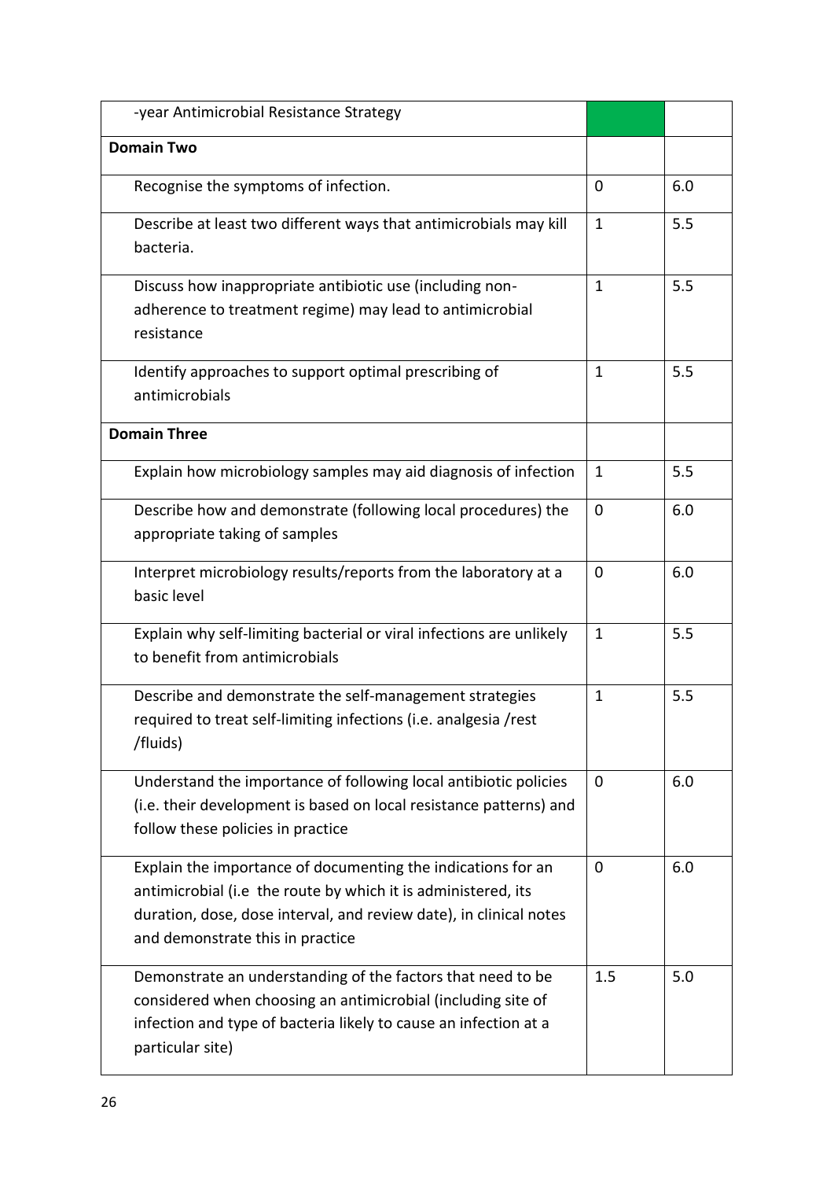| | | |
|---|---|---|
| -year Antimicrobial Resistance Strategy | | |
| **Domain Two** | | |
| Recognise the symptoms of infection. | 0 | 6.0 |
| Describe at least two different ways that antimicrobials may kill bacteria. | 1 | 5.5 |
| Discuss how inappropriate antibiotic use (including non-adherence to treatment regime) may lead to antimicrobial resistance | 1 | 5.5 |
| Identify approaches to support optimal prescribing of antimicrobials | 1 | 5.5 |
| **Domain Three** | | |
| Explain how microbiology samples may aid diagnosis of infection | 1 | 5.5 |
| Describe how and demonstrate (following local procedures) the appropriate taking of samples | 0 | 6.0 |
| Interpret microbiology results/reports from the laboratory at a basic level | 0 | 6.0 |
| Explain why self-limiting bacterial or viral infections are unlikely to benefit from antimicrobials | 1 | 5.5 |
| Describe and demonstrate the self-management strategies required to treat self-limiting infections (i.e. analgesia /rest /fluids) | 1 | 5.5 |
| Understand the importance of following local antibiotic policies (i.e. their development is based on local resistance patterns) and follow these policies in practice | 0 | 6.0 |
| Explain the importance of documenting the indications for an antimicrobial (i.e the route by which it is administered, its duration, dose, dose interval, and review date), in clinical notes and demonstrate this in practice | 0 | 6.0 |
| Demonstrate an understanding of the factors that need to be considered when choosing an antimicrobial (including site of infection and type of bacteria likely to cause an infection at a particular site) | 1.5 | 5.0 |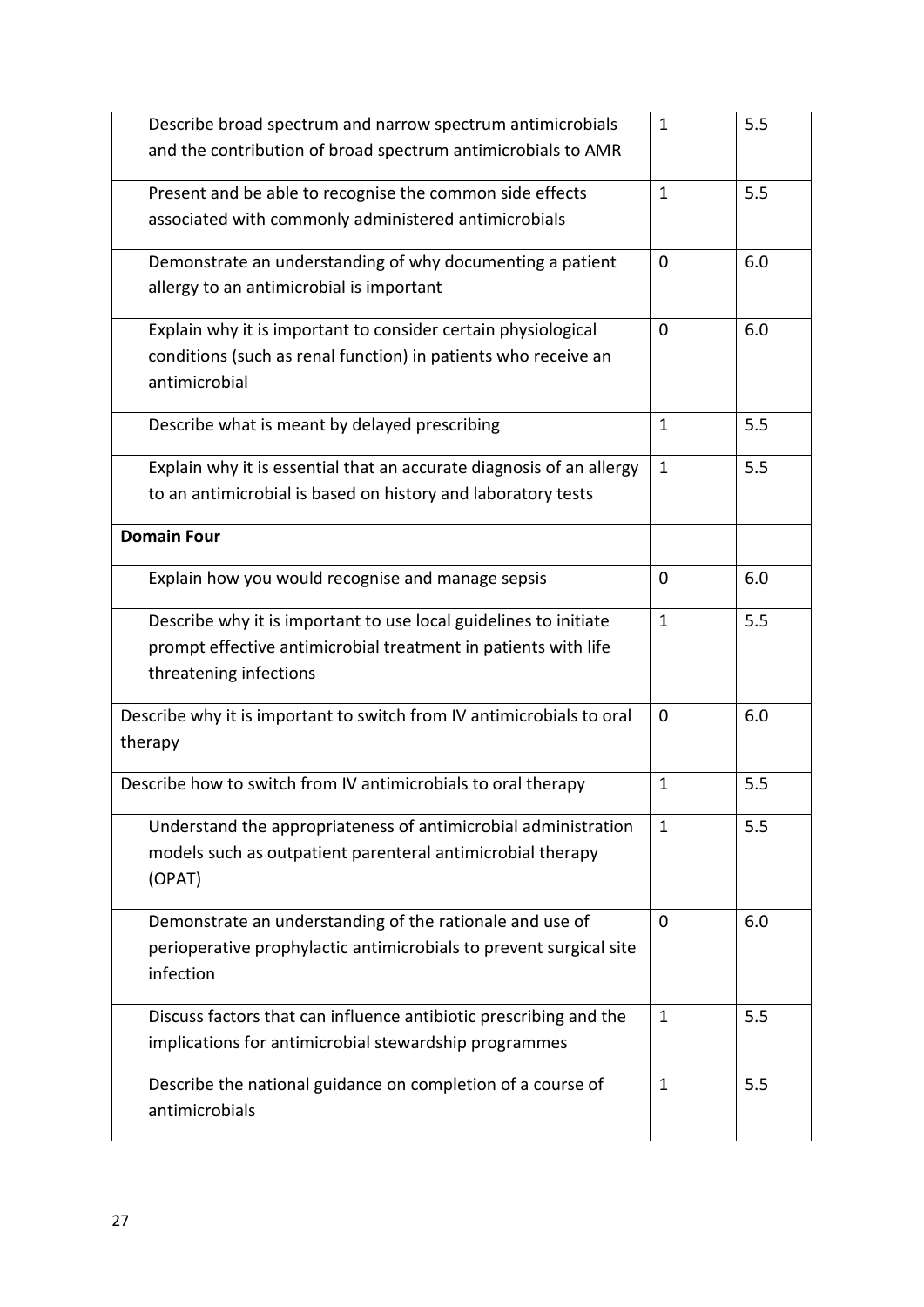| | | |
|---|---|---|
| Describe broad spectrum and narrow spectrum antimicrobials and the contribution of broad spectrum antimicrobials to AMR | 1 | 5.5 |
| Present and be able to recognise the common side effects associated with commonly administered antimicrobials | 1 | 5.5 |
| Demonstrate an understanding of why documenting a patient allergy to an antimicrobial is important | 0 | 6.0 |
| Explain why it is important to consider certain physiological conditions (such as renal function) in patients who receive an antimicrobial | 0 | 6.0 |
| Describe what is meant by delayed prescribing | 1 | 5.5 |
| Explain why it is essential that an accurate diagnosis of an allergy to an antimicrobial is based on history and laboratory tests | 1 | 5.5 |
| **Domain Four** | | |
| Explain how you would recognise and manage sepsis | 0 | 6.0 |
| Describe why it is important to use local guidelines to initiate prompt effective antimicrobial treatment in patients with life threatening infections | 1 | 5.5 |
| Describe why it is important to switch from IV antimicrobials to oral therapy | 0 | 6.0 |
| Describe how to switch from IV antimicrobials to oral therapy | 1 | 5.5 |
| Understand the appropriateness of antimicrobial administration models such as outpatient parenteral antimicrobial therapy (OPAT) | 1 | 5.5 |
| Demonstrate an understanding of the rationale and use of perioperative prophylactic antimicrobials to prevent surgical site infection | 0 | 6.0 |
| Discuss factors that can influence antibiotic prescribing and the implications for antimicrobial stewardship programmes | 1 | 5.5 |
| Describe the national guidance on completion of a course of antimicrobials | 1 | 5.5 |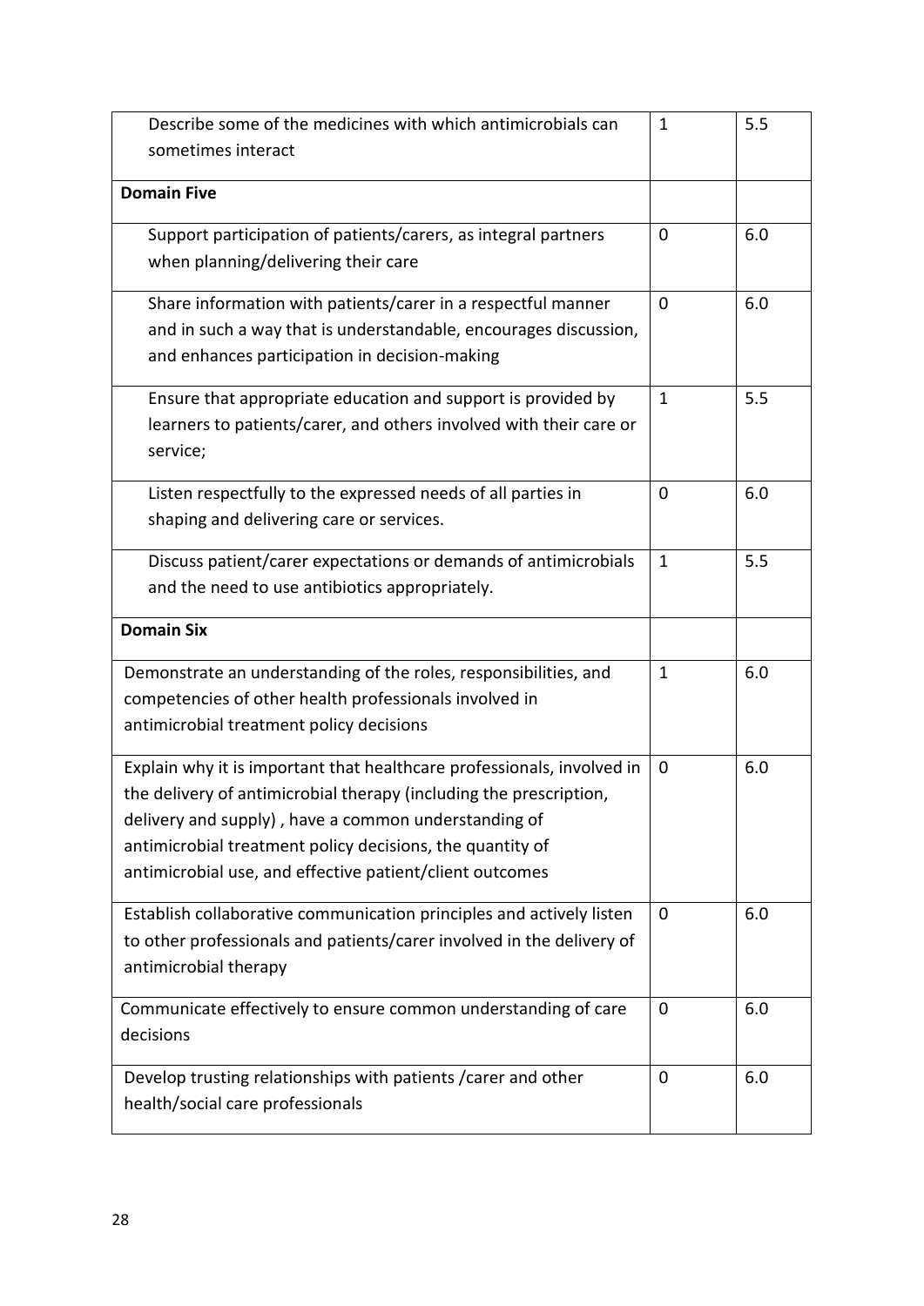| | | |
|---|---|---|
| Describe some of the medicines with which antimicrobials can sometimes interact | 1 | 5.5 |
| **Domain Five** | | |
| Support participation of patients/carers, as integral partners when planning/delivering their care | 0 | 6.0 |
| Share information with patients/carer in a respectful manner and in such a way that is understandable, encourages discussion, and enhances participation in decision-making | 0 | 6.0 |
| Ensure that appropriate education and support is provided by learners to patients/carer, and others involved with their care or service; | 1 | 5.5 |
| Listen respectfully to the expressed needs of all parties in shaping and delivering care or services. | 0 | 6.0 |
| Discuss patient/carer expectations or demands of antimicrobials and the need to use antibiotics appropriately. | 1 | 5.5 |
| **Domain Six** | | |
| Demonstrate an understanding of the roles, responsibilities, and competencies of other health professionals involved in antimicrobial treatment policy decisions | 1 | 6.0 |
| Explain why it is important that healthcare professionals, involved in the delivery of antimicrobial therapy (including the prescription, delivery and supply) , have a common understanding of antimicrobial treatment policy decisions, the quantity of antimicrobial use, and effective patient/client outcomes | 0 | 6.0 |
| Establish collaborative communication principles and actively listen to other professionals and patients/carer involved in the delivery of antimicrobial therapy | 0 | 6.0 |
| Communicate effectively to ensure common understanding of care decisions | 0 | 6.0 |
| Develop trusting relationships with patients /carer and other health/social care professionals | 0 | 6.0 |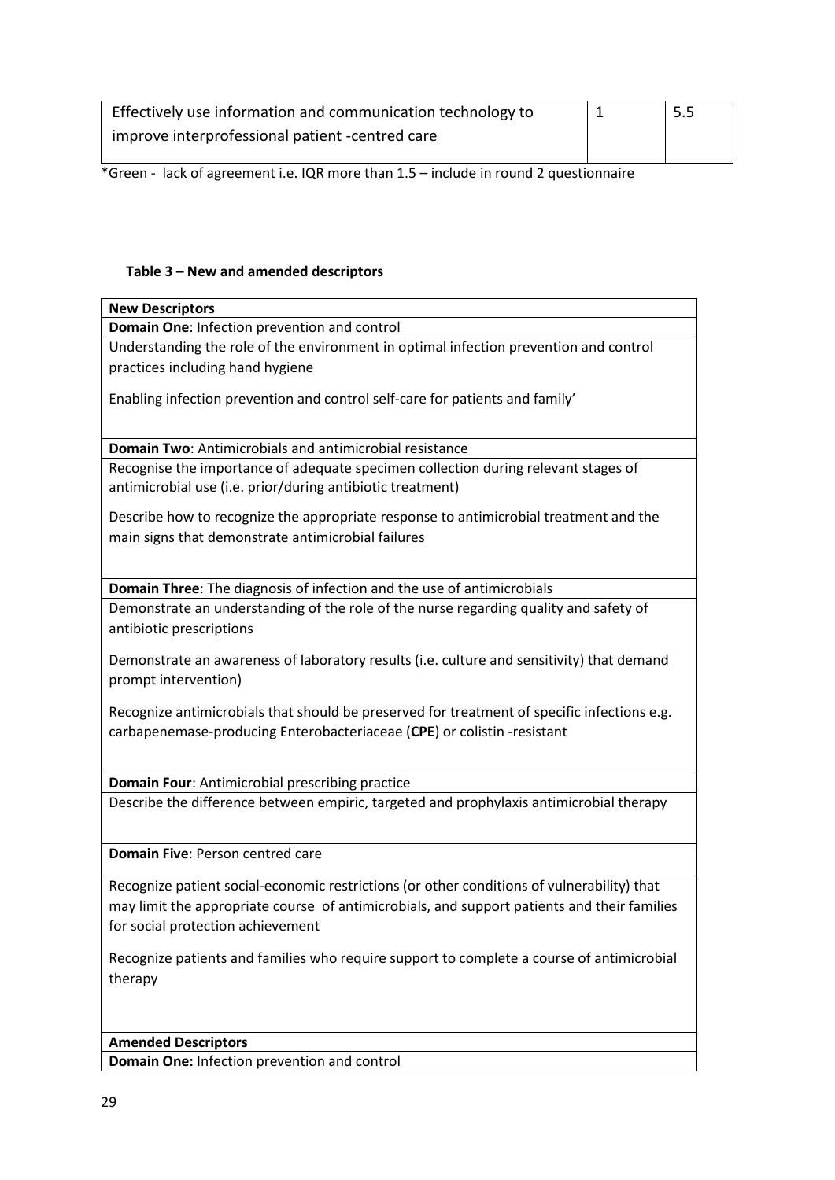| Effectively use information and communication technology to improve interprofessional patient -centred care | 1 | 5.5 |
|---|---|---|

*Green - lack of agreement i.e. IQR more than 1.5 – include in round 2 questionnaire

**Table 3 – New and amended descriptors**

| **New Descriptors** |
|---|
| **Domain One**: Infection prevention and control |
| Understanding the role of the environment in optimal infection prevention and control practices including hand hygiene<br><br>Enabling infection prevention and control self-care for patients and family' |
| **Domain Two**: Antimicrobials and antimicrobial resistance |
| Recognise the importance of adequate specimen collection during relevant stages of antimicrobial use (i.e. prior/during antibiotic treatment)<br><br>Describe how to recognize the appropriate response to antimicrobial treatment and the main signs that demonstrate antimicrobial failures |
| **Domain Three**: The diagnosis of infection and the use of antimicrobials |
| Demonstrate an understanding of the role of the nurse regarding quality and safety of antibiotic prescriptions<br><br>Demonstrate an awareness of laboratory results (i.e. culture and sensitivity) that demand prompt intervention)<br><br>Recognize antimicrobials that should be preserved for treatment of specific infections e.g. carbapenemase-producing Enterobacteriaceae (**CPE**) or colistin -resistant |
| **Domain Four**: Antimicrobial prescribing practice |
| Describe the difference between empiric, targeted and prophylaxis antimicrobial therapy |
| **Domain Five**: Person centred care |
| Recognize patient social-economic restrictions (or other conditions of vulnerability) that may limit the appropriate course of antimicrobials, and support patients and their families for social protection achievement<br><br>Recognize patients and families who require support to complete a course of antimicrobial therapy |
| **Amended Descriptors** |
| **Domain One:** Infection prevention and control |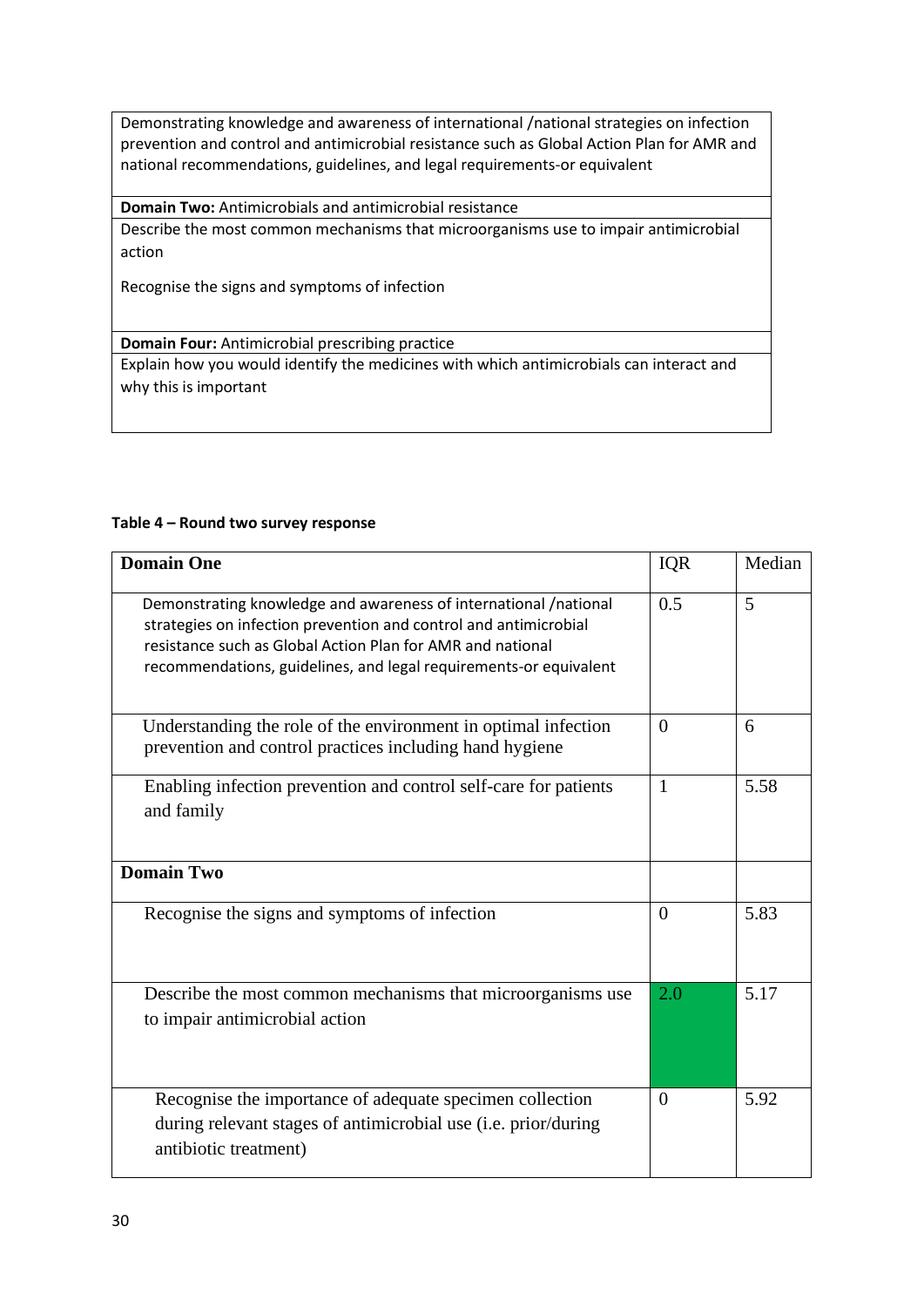| Demonstrating knowledge and awareness of international /national strategies on infection prevention and control and antimicrobial resistance such as Global Action Plan for AMR and national recommendations, guidelines, and legal requirements-or equivalent |
|---|
| **Domain Two:** Antimicrobials and antimicrobial resistance |
| Describe the most common mechanisms that microorganisms use to impair antimicrobial action<br><br>Recognise the signs and symptoms of infection |
| **Domain Four:** Antimicrobial prescribing practice |
| Explain how you would identify the medicines with which antimicrobials can interact and why this is important |

**Table 4 – Round two survey response**

| **Domain One** | IQR | Median |
|---|---|---|
| Demonstrating knowledge and awareness of international /national strategies on infection prevention and control and antimicrobial resistance such as Global Action Plan for AMR and national recommendations, guidelines, and legal requirements-or equivalent | 0.5 | 5 |
| Understanding the role of the environment in optimal infection prevention and control practices including hand hygiene | 0 | 6 |
| Enabling infection prevention and control self-care for patients and family | 1 | 5.58 |
| **Domain Two** | | |
| Recognise the signs and symptoms of infection | 0 | 5.83 |
| Describe the most common mechanisms that microorganisms use to impair antimicrobial action | 2.0 | 5.17 |
| Recognise the importance of adequate specimen collection during relevant stages of antimicrobial use (i.e. prior/during antibiotic treatment) | 0 | 5.92 |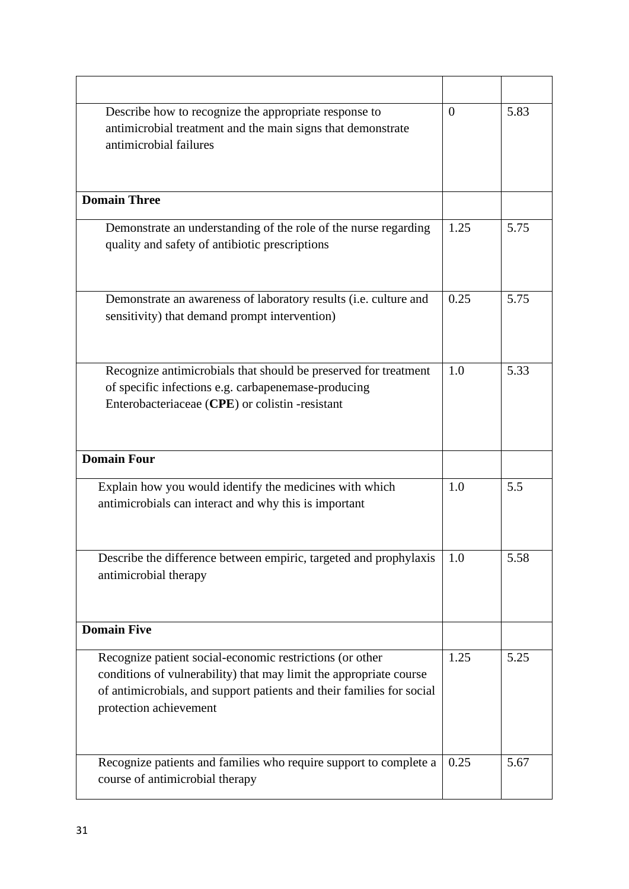| | | |
|---|---|---|
| Describe how to recognize the appropriate response to antimicrobial treatment and the main signs that demonstrate antimicrobial failures | 0 | 5.83 |
| **Domain Three** | | |
| Demonstrate an understanding of the role of the nurse regarding quality and safety of antibiotic prescriptions | 1.25 | 5.75 |
| Demonstrate an awareness of laboratory results (i.e. culture and sensitivity) that demand prompt intervention) | 0.25 | 5.75 |
| Recognize antimicrobials that should be preserved for treatment of specific infections e.g. carbapenemase-producing Enterobacteriaceae (**CPE**) or colistin -resistant | 1.0 | 5.33 |
| **Domain Four** | | |
| Explain how you would identify the medicines with which antimicrobials can interact and why this is important | 1.0 | 5.5 |
| Describe the difference between empiric, targeted and prophylaxis antimicrobial therapy | 1.0 | 5.58 |
| **Domain Five** | | |
| Recognize patient social-economic restrictions (or other conditions of vulnerability) that may limit the appropriate course of antimicrobials, and support patients and their families for social protection achievement | 1.25 | 5.25 |
| Recognize patients and families who require support to complete a course of antimicrobial therapy | 0.25 | 5.67 |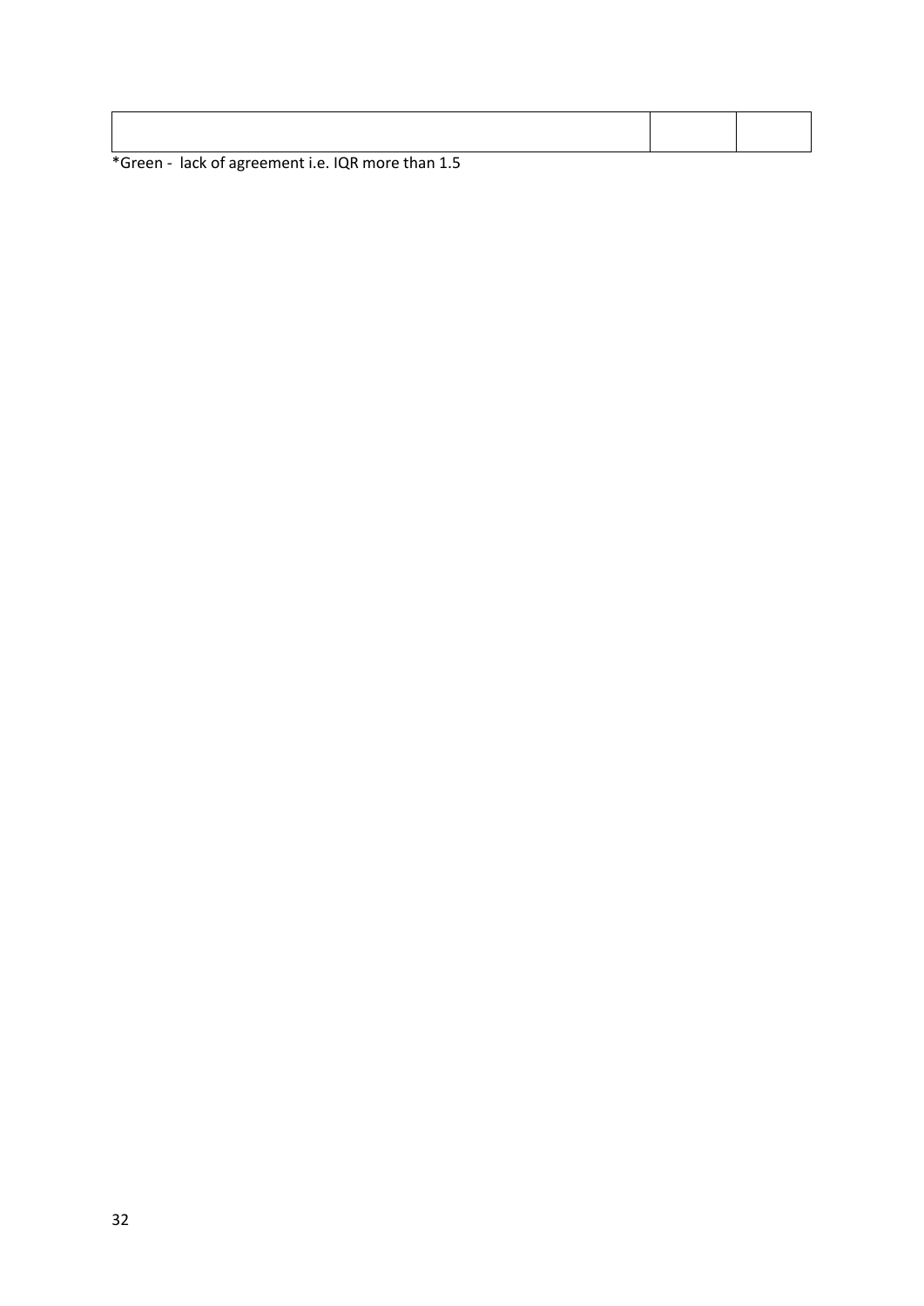| | | |
|---|---|---|
| | | |

*Green - lack of agreement i.e. IQR more than 1.5